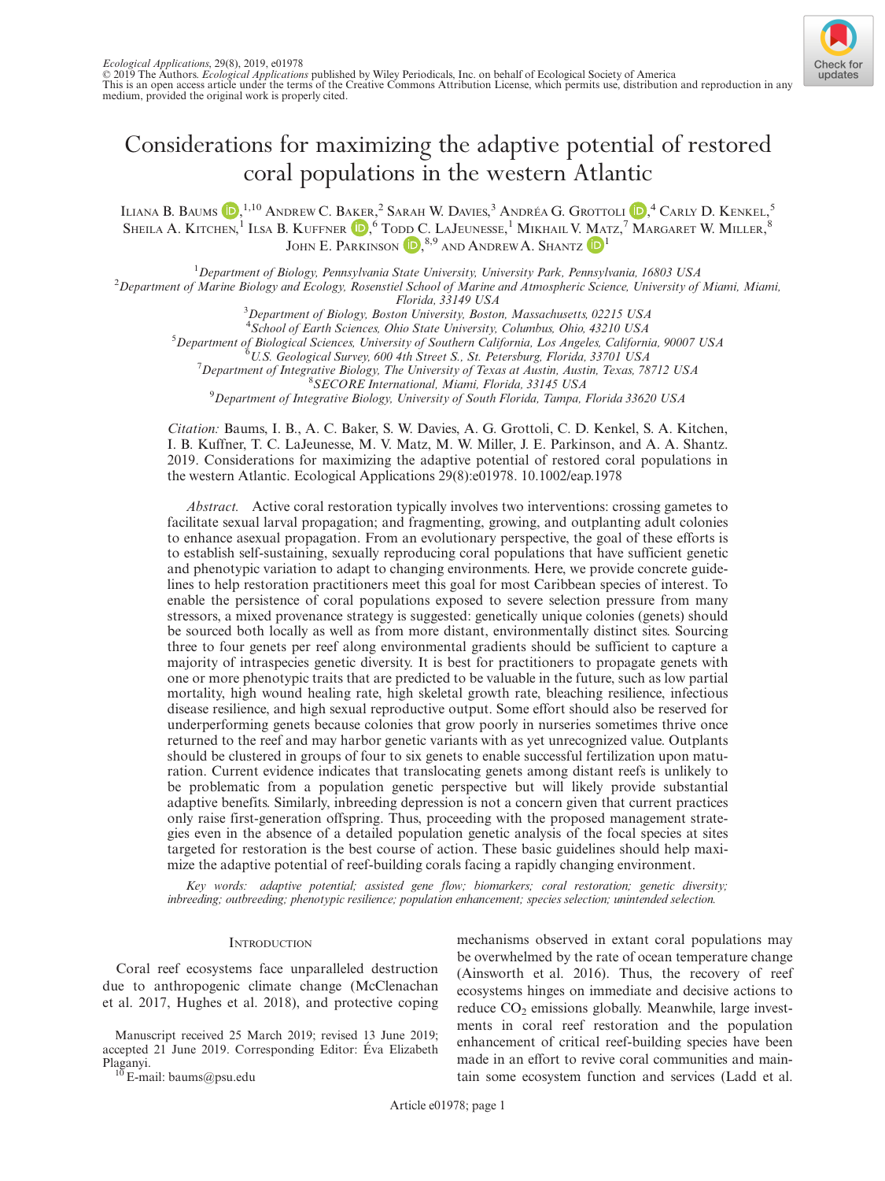Ecological Applications, 29(8), 2019, e01978
© 2019 The Authors. Ecological Applications published by Wiley Periodicals, Inc. on behalf of Ecological Society of America
This is an open access article under the terms of the Creative Commons Attribution License, which permits use, distribution and reproduction in any medium, provided the original work is properly cited.

# Considerations for maximizing the adaptive potential of restored coral populations in the western Atlantic

Iliana B. Baums,[1,10] Andrew C. Baker,[2] Sarah W. Davies,[3] Andréa G. Grottoli,[4] Carly D. Kenkel,[5] Sheila A. Kitchen,[1] Ilsa B. Kuffner,[6] Todd C. LaJeunesse,[1] Mikhail V. Matz,[7] Margaret W. Miller,[8] John E. Parkinson,[8,9] and Andrew A. Shantz[1]

[1]Department of Biology, Pennsylvania State University, University Park, Pennsylvania, 16803 USA
[2]Department of Marine Biology and Ecology, Rosenstiel School of Marine and Atmospheric Science, University of Miami, Miami, Florida, 33149 USA
[3]Department of Biology, Boston University, Boston, Massachusetts, 02215 USA
[4]School of Earth Sciences, Ohio State University, Columbus, Ohio, 43210 USA
[5]Department of Biological Sciences, University of Southern California, Los Angeles, California, 90007 USA
[6]U.S. Geological Survey, 600 4th Street S., St. Petersburg, Florida, 33701 USA
[7]Department of Integrative Biology, The University of Texas at Austin, Austin, Texas, 78712 USA
[8]SECORE International, Miami, Florida, 33145 USA
[9]Department of Integrative Biology, University of South Florida, Tampa, Florida 33620 USA

*Citation:* Baums, I. B., A. C. Baker, S. W. Davies, A. G. Grottoli, C. D. Kenkel, S. A. Kitchen, I. B. Kuffner, T. C. LaJeunesse, M. V. Matz, M. W. Miller, J. E. Parkinson, and A. A. Shantz. 2019. Considerations for maximizing the adaptive potential of restored coral populations in the western Atlantic. Ecological Applications 29(8):e01978. 10.1002/eap.1978

*Abstract.* Active coral restoration typically involves two interventions: crossing gametes to facilitate sexual larval propagation; and fragmenting, growing, and outplanting adult colonies to enhance asexual propagation. From an evolutionary perspective, the goal of these efforts is to establish self-sustaining, sexually reproducing coral populations that have sufficient genetic and phenotypic variation to adapt to changing environments. Here, we provide concrete guidelines to help restoration practitioners meet this goal for most Caribbean species of interest. To enable the persistence of coral populations exposed to severe selection pressure from many stressors, a mixed provenance strategy is suggested: genetically unique colonies (genets) should be sourced both locally as well as from more distant, environmentally distinct sites. Sourcing three to four genets per reef along environmental gradients should be sufficient to capture a majority of intraspecies genetic diversity. It is best for practitioners to propagate genets with one or more phenotypic traits that are predicted to be valuable in the future, such as low partial mortality, high wound healing rate, high skeletal growth rate, bleaching resilience, infectious disease resilience, and high sexual reproductive output. Some effort should also be reserved for underperforming genets because colonies that grow poorly in nurseries sometimes thrive once returned to the reef and may harbor genetic variants with as yet unrecognized value. Outplants should be clustered in groups of four to six genets to enable successful fertilization upon maturation. Current evidence indicates that translocating genets among distant reefs is unlikely to be problematic from a population genetic perspective but will likely provide substantial adaptive benefits. Similarly, inbreeding depression is not a concern given that current practices only raise first-generation offspring. Thus, proceeding with the proposed management strategies even in the absence of a detailed population genetic analysis of the focal species at sites targeted for restoration is the best course of action. These basic guidelines should help maximize the adaptive potential of reef-building corals facing a rapidly changing environment.

*Key words:* adaptive potential; assisted gene flow; biomarkers; coral restoration; genetic diversity; inbreeding; outbreeding; phenotypic resilience; population enhancement; species selection; unintended selection.

## Introduction

Coral reef ecosystems face unparalleled destruction due to anthropogenic climate change (McClenachan et al. 2017, Hughes et al. 2018), and protective coping mechanisms observed in extant coral populations may be overwhelmed by the rate of ocean temperature change (Ainsworth et al. 2016). Thus, the recovery of reef ecosystems hinges on immediate and decisive actions to reduce $CO_2$ emissions globally. Meanwhile, large investments in coral reef restoration and the population enhancement of critical reef-building species have been made in an effort to revive coral communities and maintain some ecosystem function and services (Ladd et al.

Manuscript received 25 March 2019; revised 13 June 2019; accepted 21 June 2019. Corresponding Editor: Éva Elizabeth Plaganyi.
[10] E-mail: baums@psu.edu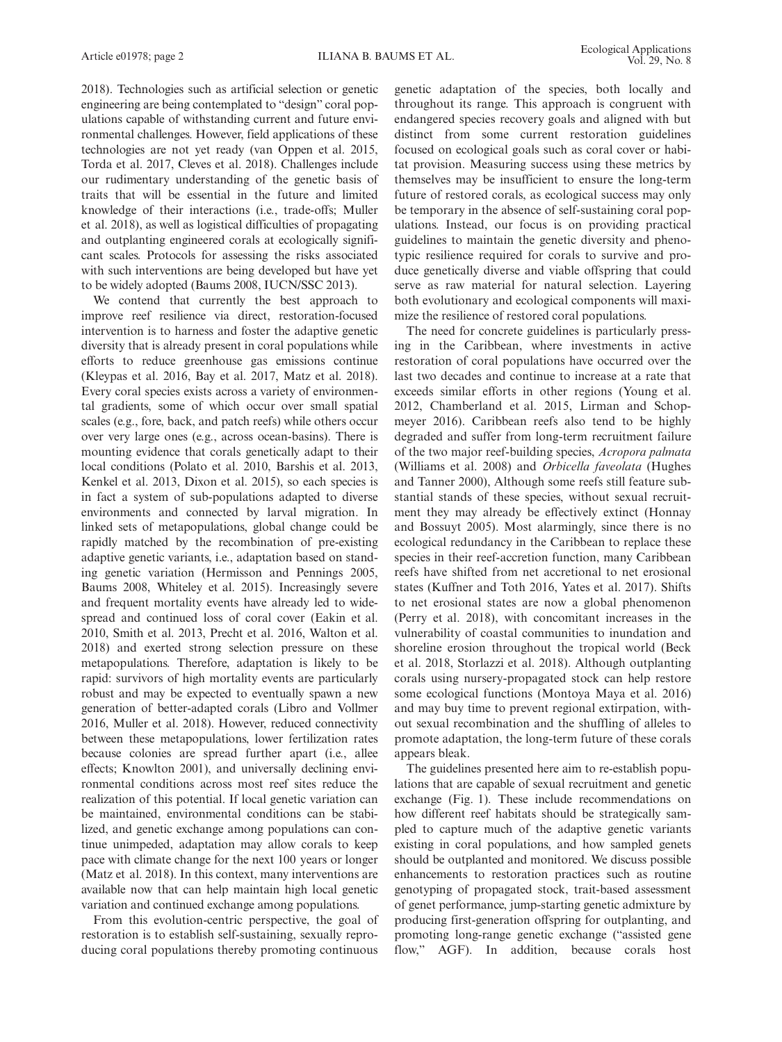2018). Technologies such as artificial selection or genetic engineering are being contemplated to "design" coral populations capable of withstanding current and future environmental challenges. However, field applications of these technologies are not yet ready (van Oppen et al. 2015, Torda et al. 2017, Cleves et al. 2018). Challenges include our rudimentary understanding of the genetic basis of traits that will be essential in the future and limited knowledge of their interactions (i.e., trade-offs; Muller et al. 2018), as well as logistical difficulties of propagating and outplanting engineered corals at ecologically significant scales. Protocols for assessing the risks associated with such interventions are being developed but have yet to be widely adopted (Baums 2008, IUCN/SSC 2013).

We contend that currently the best approach to improve reef resilience via direct, restoration-focused intervention is to harness and foster the adaptive genetic diversity that is already present in coral populations while efforts to reduce greenhouse gas emissions continue (Kleypas et al. 2016, Bay et al. 2017, Matz et al. 2018). Every coral species exists across a variety of environmental gradients, some of which occur over small spatial scales (e.g., fore, back, and patch reefs) while others occur over very large ones (e.g., across ocean-basins). There is mounting evidence that corals genetically adapt to their local conditions (Polato et al. 2010, Barshis et al. 2013, Kenkel et al. 2013, Dixon et al. 2015), so each species is in fact a system of sub-populations adapted to diverse environments and connected by larval migration. In linked sets of metapopulations, global change could be rapidly matched by the recombination of pre-existing adaptive genetic variants, i.e., adaptation based on standing genetic variation (Hermisson and Pennings 2005, Baums 2008, Whiteley et al. 2015). Increasingly severe and frequent mortality events have already led to widespread and continued loss of coral cover (Eakin et al. 2010, Smith et al. 2013, Precht et al. 2016, Walton et al. 2018) and exerted strong selection pressure on these metapopulations. Therefore, adaptation is likely to be rapid: survivors of high mortality events are particularly robust and may be expected to eventually spawn a new generation of better-adapted corals (Libro and Vollmer 2016, Muller et al. 2018). However, reduced connectivity between these metapopulations, lower fertilization rates because colonies are spread further apart (i.e., allee effects; Knowlton 2001), and universally declining environmental conditions across most reef sites reduce the realization of this potential. If local genetic variation can be maintained, environmental conditions can be stabilized, and genetic exchange among populations can continue unimpeded, adaptation may allow corals to keep pace with climate change for the next 100 years or longer (Matz et al. 2018). In this context, many interventions are available now that can help maintain high local genetic variation and continued exchange among populations.

From this evolution-centric perspective, the goal of restoration is to establish self-sustaining, sexually reproducing coral populations thereby promoting continuous genetic adaptation of the species, both locally and throughout its range. This approach is congruent with endangered species recovery goals and aligned with but distinct from some current restoration guidelines focused on ecological goals such as coral cover or habitat provision. Measuring success using these metrics by themselves may be insufficient to ensure the long-term future of restored corals, as ecological success may only be temporary in the absence of self-sustaining coral populations. Instead, our focus is on providing practical guidelines to maintain the genetic diversity and phenotypic resilience required for corals to survive and produce genetically diverse and viable offspring that could serve as raw material for natural selection. Layering both evolutionary and ecological components will maximize the resilience of restored coral populations.

The need for concrete guidelines is particularly pressing in the Caribbean, where investments in active restoration of coral populations have occurred over the last two decades and continue to increase at a rate that exceeds similar efforts in other regions (Young et al. 2012, Chamberland et al. 2015, Lirman and Schopmeyer 2016). Caribbean reefs also tend to be highly degraded and suffer from long-term recruitment failure of the two major reef-building species, *Acropora palmata* (Williams et al. 2008) and *Orbicella faveolata* (Hughes and Tanner 2000), Although some reefs still feature substantial stands of these species, without sexual recruitment they may already be effectively extinct (Honnay and Bossuyt 2005). Most alarmingly, since there is no ecological redundancy in the Caribbean to replace these species in their reef-accretion function, many Caribbean reefs have shifted from net accretional to net erosional states (Kuffner and Toth 2016, Yates et al. 2017). Shifts to net erosional states are now a global phenomenon (Perry et al. 2018), with concomitant increases in the vulnerability of coastal communities to inundation and shoreline erosion throughout the tropical world (Beck et al. 2018, Storlazzi et al. 2018). Although outplanting corals using nursery-propagated stock can help restore some ecological functions (Montoya Maya et al. 2016) and may buy time to prevent regional extirpation, without sexual recombination and the shuffling of alleles to promote adaptation, the long-term future of these corals appears bleak.

The guidelines presented here aim to re-establish populations that are capable of sexual recruitment and genetic exchange (Fig. 1). These include recommendations on how different reef habitats should be strategically sampled to capture much of the adaptive genetic variants existing in coral populations, and how sampled genets should be outplanted and monitored. We discuss possible enhancements to restoration practices such as routine genotyping of propagated stock, trait-based assessment of genet performance, jump-starting genetic admixture by producing first-generation offspring for outplanting, and promoting long-range genetic exchange ("assisted gene flow," AGF). In addition, because corals host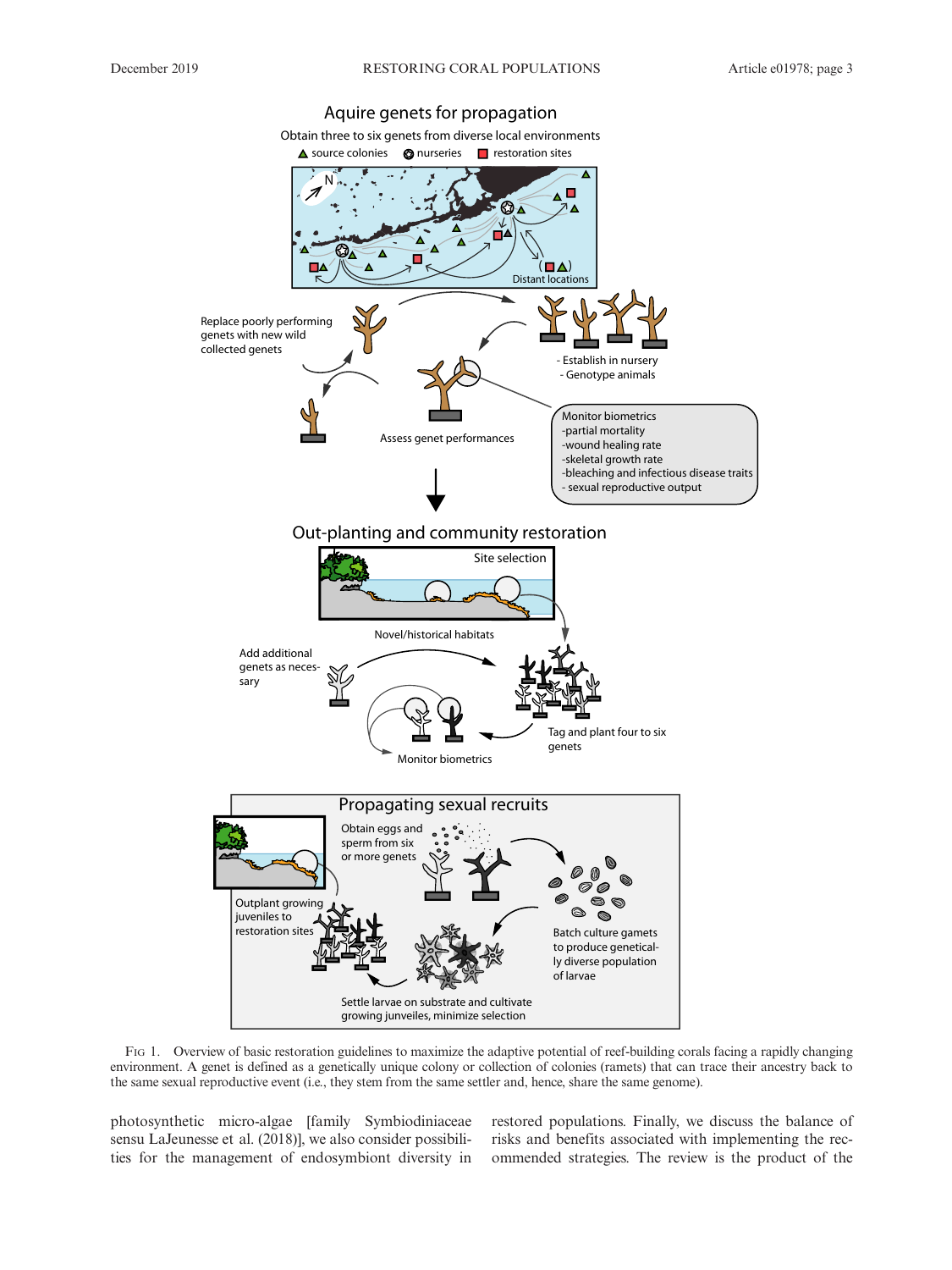Fig 1. Overview of basic restoration guidelines to maximize the adaptive potential of reef-building corals facing a rapidly changing environment. A genet is defined as a genetically unique colony or collection of colonies (ramets) that can trace their ancestry back to the same sexual reproductive event (i.e., they stem from the same settler and, hence, share the same genome).

photosynthetic micro-algae [family Symbiodiniaceae sensu LaJeunesse et al. (2018)], we also consider possibilities for the management of endosymbiont diversity in restored populations. Finally, we discuss the balance of risks and benefits associated with implementing the recommended strategies. The review is the product of the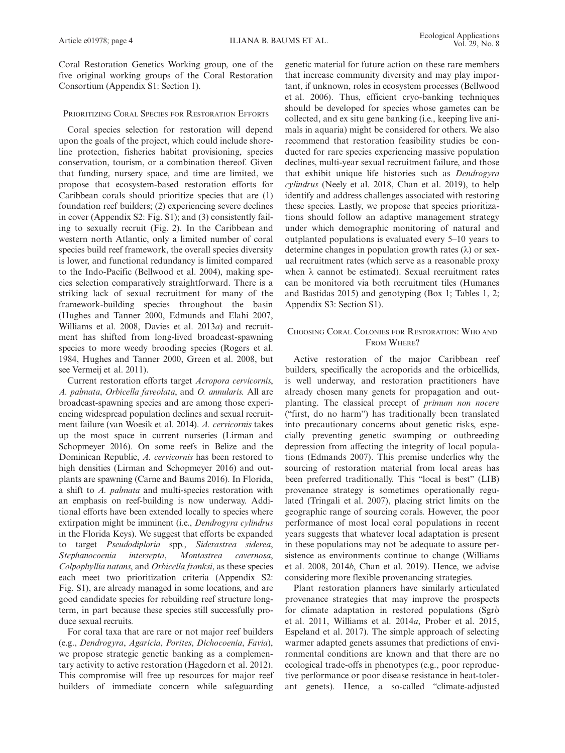Coral Restoration Genetics Working group, one of the five original working groups of the Coral Restoration Consortium (Appendix S1: Section 1).

## Prioritizing Coral Species for Restoration Efforts

Coral species selection for restoration will depend upon the goals of the project, which could include shoreline protection, fisheries habitat provisioning, species conservation, tourism, or a combination thereof. Given that funding, nursery space, and time are limited, we propose that ecosystem-based restoration efforts for Caribbean corals should prioritize species that are (1) foundation reef builders; (2) experiencing severe declines in cover (Appendix S2: Fig. S1); and (3) consistently failing to sexually recruit (Fig. 2). In the Caribbean and western north Atlantic, only a limited number of coral species build reef framework, the overall species diversity is lower, and functional redundancy is limited compared to the Indo-Pacific (Bellwood et al. 2004), making species selection comparatively straightforward. There is a striking lack of sexual recruitment for many of the framework-building species throughout the basin (Hughes and Tanner 2000, Edmunds and Elahi 2007, Williams et al. 2008, Davies et al. 2013*a*) and recruitment has shifted from long-lived broadcast-spawning species to more weedy brooding species (Rogers et al. 1984, Hughes and Tanner 2000, Green et al. 2008, but see Vermeij et al. 2011).

Current restoration efforts target *Acropora cervicornis*, *A. palmata*, *Orbicella faveolata*, and *O. annularis.* All are broadcast-spawning species and are among those experiencing widespread population declines and sexual recruitment failure (van Woesik et al. 2014). *A. cervicornis* takes up the most space in current nurseries (Lirman and Schopmeyer 2016). On some reefs in Belize and the Dominican Republic, *A. cervicornis* has been restored to high densities (Lirman and Schopmeyer 2016) and outplants are spawning (Carne and Baums 2016). In Florida, a shift to *A. palmata* and multi-species restoration with an emphasis on reef-building is now underway. Additional efforts have been extended locally to species where extirpation might be imminent (i.e., *Dendrogyra cylindrus* in the Florida Keys). We suggest that efforts be expanded to target *Pseudodiploria* spp., *Siderastrea siderea*, *Stephanocoenia intersepta*, *Montastrea cavernosa*, *Colpophyllia natans*, and *Orbicella franksi*, as these species each meet two prioritization criteria (Appendix S2: Fig. S1), are already managed in some locations, and are good candidate species for rebuilding reef structure long-term, in part because these species still successfully produce sexual recruits.

For coral taxa that are rare or not major reef builders (e.g., *Dendrogyra*, *Agaricia*, *Porites*, *Dichocoenia*, *Favia*), we propose strategic genetic banking as a complementary activity to active restoration (Hagedorn et al. 2012). This compromise will free up resources for major reef builders of immediate concern while safeguarding genetic material for future action on these rare members that increase community diversity and may play important, if unknown, roles in ecosystem processes (Bellwood et al. 2006). Thus, efficient cryo-banking techniques should be developed for species whose gametes can be collected, and ex situ gene banking (i.e., keeping live animals in aquaria) might be considered for others. We also recommend that restoration feasibility studies be conducted for rare species experiencing massive population declines, multi-year sexual recruitment failure, and those that exhibit unique life histories such as *Dendrogyra cylindrus* (Neely et al. 2018, Chan et al. 2019), to help identify and address challenges associated with restoring these species. Lastly, we propose that species prioritizations should follow an adaptive management strategy under which demographic monitoring of natural and outplanted populations is evaluated every 5–10 years to determine changes in population growth rates ($\lambda$) or sexual recruitment rates (which serve as a reasonable proxy when $\lambda$ cannot be estimated). Sexual recruitment rates can be monitored via both recruitment tiles (Humanes and Bastidas 2015) and genotyping (Box 1; Tables 1, 2; Appendix S3: Section S1).

## Choosing Coral Colonies for Restoration: Who and From Where?

Active restoration of the major Caribbean reef builders, specifically the acroporids and the orbicellids, is well underway, and restoration practitioners have already chosen many genets for propagation and outplanting. The classical precept of *primum non nocere* ("first, do no harm") has traditionally been translated into precautionary concerns about genetic risks, especially preventing genetic swamping or outbreeding depression from affecting the integrity of local populations (Edmands 2007). This premise underlies why the sourcing of restoration material from local areas has been preferred traditionally. This "local is best" (LIB) provenance strategy is sometimes operationally regulated (Tringali et al. 2007), placing strict limits on the geographic range of sourcing corals. However, the poor performance of most local coral populations in recent years suggests that whatever local adaptation is present in these populations may not be adequate to assure persistence as environments continue to change (Williams et al. 2008, 2014*b*, Chan et al. 2019). Hence, we advise considering more flexible provenancing strategies.

Plant restoration planners have similarly articulated provenance strategies that may improve the prospects for climate adaptation in restored populations (Sgrò et al. 2011, Williams et al. 2014*a*, Prober et al. 2015, Espeland et al. 2017). The simple approach of selecting warmer adapted genets assumes that predictions of environmental conditions are known and that there are no ecological trade-offs in phenotypes (e.g., poor reproductive performance or poor disease resistance in heat-tolerant genets). Hence, a so-called "climate-adjusted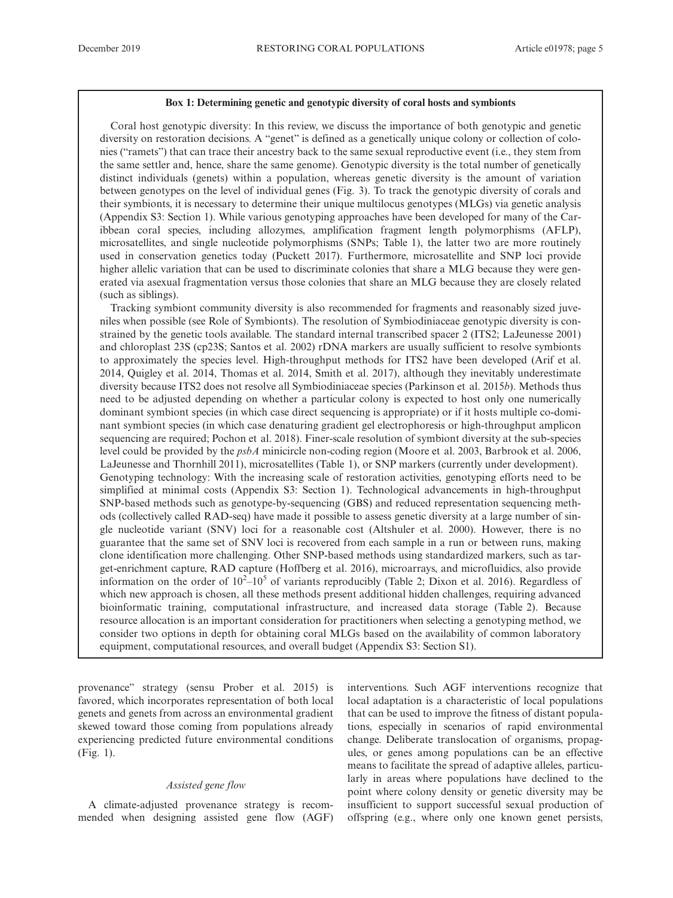**Box 1: Determining genetic and genotypic diversity of coral hosts and symbionts**

Coral host genotypic diversity: In this review, we discuss the importance of both genotypic and genetic diversity on restoration decisions. A "genet" is defined as a genetically unique colony or collection of colonies ("ramets") that can trace their ancestry back to the same sexual reproductive event (i.e., they stem from the same settler and, hence, share the same genome). Genotypic diversity is the total number of genetically distinct individuals (genets) within a population, whereas genetic diversity is the amount of variation between genotypes on the level of individual genes (Fig. 3). To track the genotypic diversity of corals and their symbionts, it is necessary to determine their unique multilocus genotypes (MLGs) via genetic analysis (Appendix S3: Section 1). While various genotyping approaches have been developed for many of the Caribbean coral species, including allozymes, amplification fragment length polymorphisms (AFLP), microsatellites, and single nucleotide polymorphisms (SNPs; Table 1), the latter two are more routinely used in conservation genetics today (Puckett 2017). Furthermore, microsatellite and SNP loci provide higher allelic variation that can be used to discriminate colonies that share a MLG because they were generated via asexual fragmentation versus those colonies that share an MLG because they are closely related (such as siblings).

Tracking symbiont community diversity is also recommended for fragments and reasonably sized juveniles when possible (see Role of Symbionts). The resolution of Symbiodiniaceae genotypic diversity is constrained by the genetic tools available. The standard internal transcribed spacer 2 (ITS2; LaJeunesse 2001) and chloroplast 23S (cp23S; Santos et al. 2002) rDNA markers are usually sufficient to resolve symbionts to approximately the species level. High-throughput methods for ITS2 have been developed (Arif et al. 2014, Quigley et al. 2014, Thomas et al. 2014, Smith et al. 2017), although they inevitably underestimate diversity because ITS2 does not resolve all Symbiodiniaceae species (Parkinson et al. 2015*b*). Methods thus need to be adjusted depending on whether a particular colony is expected to host only one numerically dominant symbiont species (in which case direct sequencing is appropriate) or if it hosts multiple co-dominant symbiont species (in which case denaturing gradient gel electrophoresis or high-throughput amplicon sequencing are required; Pochon et al. 2018). Finer-scale resolution of symbiont diversity at the sub-species level could be provided by the *psbA* minicircle non-coding region (Moore et al. 2003, Barbrook et al. 2006, LaJeunesse and Thornhill 2011), microsatellites (Table 1), or SNP markers (currently under development).

Genotyping technology: With the increasing scale of restoration activities, genotyping efforts need to be simplified at minimal costs (Appendix S3: Section 1). Technological advancements in high-throughput SNP-based methods such as genotype-by-sequencing (GBS) and reduced representation sequencing methods (collectively called RAD-seq) have made it possible to assess genetic diversity at a large number of single nucleotide variant (SNV) loci for a reasonable cost (Altshuler et al. 2000). However, there is no guarantee that the same set of SNV loci is recovered from each sample in a run or between runs, making clone identification more challenging. Other SNP-based methods using standardized markers, such as target-enrichment capture, RAD capture (Hoffberg et al. 2016), microarrays, and microfluidics, also provide information on the order of $10^2$–$10^5$ of variants reproducibly (Table 2; Dixon et al. 2016). Regardless of which new approach is chosen, all these methods present additional hidden challenges, requiring advanced bioinformatic training, computational infrastructure, and increased data storage (Table 2). Because resource allocation is an important consideration for practitioners when selecting a genotyping method, we consider two options in depth for obtaining coral MLGs based on the availability of common laboratory equipment, computational resources, and overall budget (Appendix S3: Section S1).

provenance" strategy (sensu Prober et al. 2015) is favored, which incorporates representation of both local genets and genets from across an environmental gradient skewed toward those coming from populations already experiencing predicted future environmental conditions (Fig. 1).

### *Assisted gene flow*

A climate-adjusted provenance strategy is recommended when designing assisted gene flow (AGF) interventions. Such AGF interventions recognize that local adaptation is a characteristic of local populations that can be used to improve the fitness of distant populations, especially in scenarios of rapid environmental change. Deliberate translocation of organisms, propagules, or genes among populations can be an effective means to facilitate the spread of adaptive alleles, particularly in areas where populations have declined to the point where colony density or genetic diversity may be insufficient to support successful sexual production of offspring (e.g., where only one known genet persists,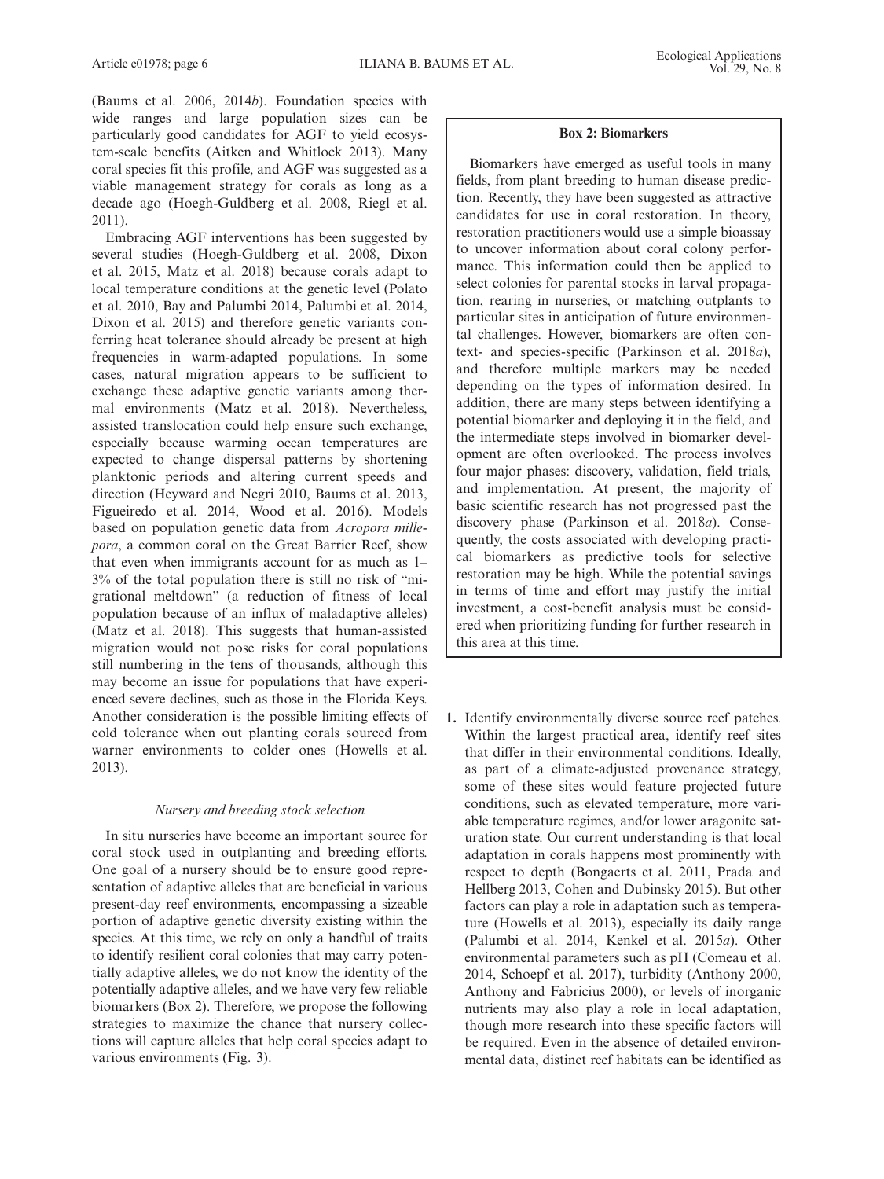(Baums et al. 2006, 2014*b*). Foundation species with wide ranges and large population sizes can be particularly good candidates for AGF to yield ecosystem-scale benefits (Aitken and Whitlock 2013). Many coral species fit this profile, and AGF was suggested as a viable management strategy for corals as long as a decade ago (Hoegh-Guldberg et al. 2008, Riegl et al. 2011).

Embracing AGF interventions has been suggested by several studies (Hoegh-Guldberg et al. 2008, Dixon et al. 2015, Matz et al. 2018) because corals adapt to local temperature conditions at the genetic level (Polato et al. 2010, Bay and Palumbi 2014, Palumbi et al. 2014, Dixon et al. 2015) and therefore genetic variants conferring heat tolerance should already be present at high frequencies in warm-adapted populations. In some cases, natural migration appears to be sufficient to exchange these adaptive genetic variants among thermal environments (Matz et al. 2018). Nevertheless, assisted translocation could help ensure such exchange, especially because warming ocean temperatures are expected to change dispersal patterns by shortening planktonic periods and altering current speeds and direction (Heyward and Negri 2010, Baums et al. 2013, Figueiredo et al. 2014, Wood et al. 2016). Models based on population genetic data from *Acropora millepora*, a common coral on the Great Barrier Reef, show that even when immigrants account for as much as 1–3% of the total population there is still no risk of "migrational meltdown" (a reduction of fitness of local population because of an influx of maladaptive alleles) (Matz et al. 2018). This suggests that human-assisted migration would not pose risks for coral populations still numbering in the tens of thousands, although this may become an issue for populations that have experienced severe declines, such as those in the Florida Keys. Another consideration is the possible limiting effects of cold tolerance when out planting corals sourced from warner environments to colder ones (Howells et al. 2013).

### *Nursery and breeding stock selection*

In situ nurseries have become an important source for coral stock used in outplanting and breeding efforts. One goal of a nursery should be to ensure good representation of adaptive alleles that are beneficial in various present-day reef environments, encompassing a sizeable portion of adaptive genetic diversity existing within the species. At this time, we rely on only a handful of traits to identify resilient coral colonies that may carry potentially adaptive alleles, we do not know the identity of the potentially adaptive alleles, and we have very few reliable biomarkers (Box 2). Therefore, we propose the following strategies to maximize the chance that nursery collections will capture alleles that help coral species adapt to various environments (Fig. 3).

> **Box 2: Biomarkers**
>
> Biomarkers have emerged as useful tools in many fields, from plant breeding to human disease prediction. Recently, they have been suggested as attractive candidates for use in coral restoration. In theory, restoration practitioners would use a simple bioassay to uncover information about coral colony performance. This information could then be applied to select colonies for parental stocks in larval propagation, rearing in nurseries, or matching outplants to particular sites in anticipation of future environmental challenges. However, biomarkers are often context- and species-specific (Parkinson et al. 2018*a*), and therefore multiple markers may be needed depending on the types of information desired. In addition, there are many steps between identifying a potential biomarker and deploying it in the field, and the intermediate steps involved in biomarker development are often overlooked. The process involves four major phases: discovery, validation, field trials, and implementation. At present, the majority of basic scientific research has not progressed past the discovery phase (Parkinson et al. 2018*a*). Consequently, the costs associated with developing practical biomarkers as predictive tools for selective restoration may be high. While the potential savings in terms of time and effort may justify the initial investment, a cost-benefit analysis must be considered when prioritizing funding for further research in this area at this time.

1. Identify environmentally diverse source reef patches. Within the largest practical area, identify reef sites that differ in their environmental conditions. Ideally, as part of a climate-adjusted provenance strategy, some of these sites would feature projected future conditions, such as elevated temperature, more variable temperature regimes, and/or lower aragonite saturation state. Our current understanding is that local adaptation in corals happens most prominently with respect to depth (Bongaerts et al. 2011, Prada and Hellberg 2013, Cohen and Dubinsky 2015). But other factors can play a role in adaptation such as temperature (Howells et al. 2013), especially its daily range (Palumbi et al. 2014, Kenkel et al. 2015*a*). Other environmental parameters such as pH (Comeau et al. 2014, Schoepf et al. 2017), turbidity (Anthony 2000, Anthony and Fabricius 2000), or levels of inorganic nutrients may also play a role in local adaptation, though more research into these specific factors will be required. Even in the absence of detailed environmental data, distinct reef habitats can be identified as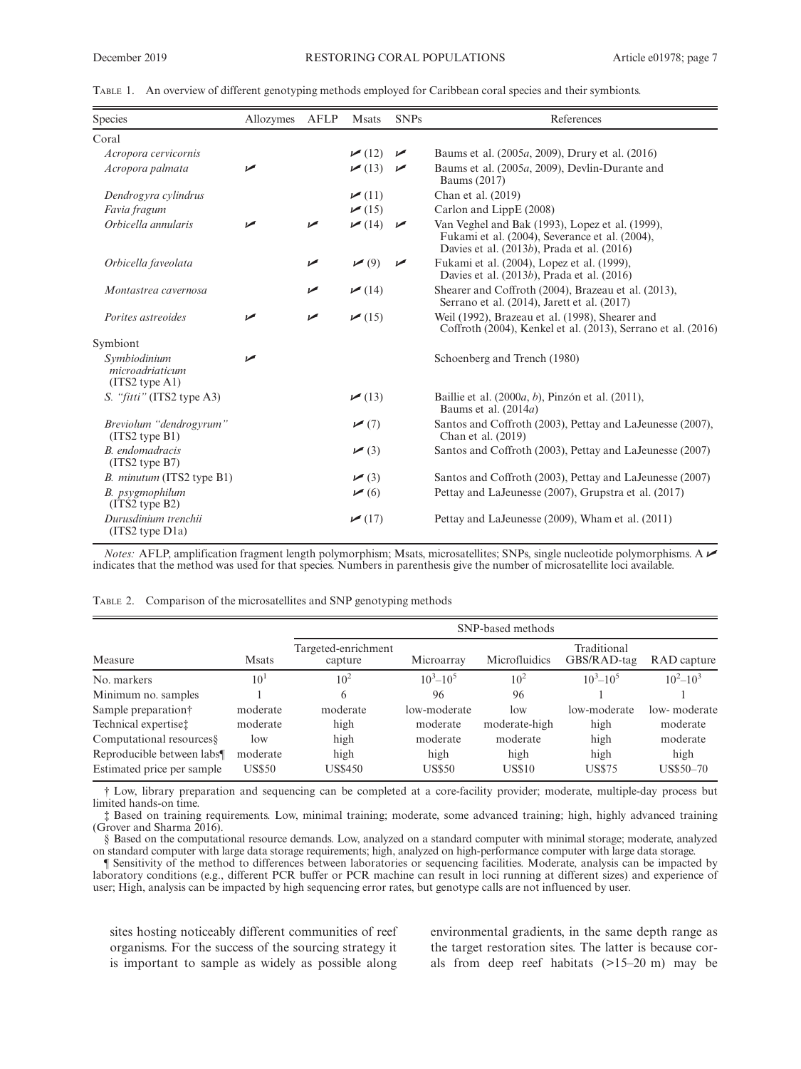Table 1. An overview of different genotyping methods employed for Caribbean coral species and their symbionts.

| Species | Allozymes | AFLP | Msats | SNPs | References |
|---|---|---|---|---|---|
| Coral | | | | | |
| *Acropora cervicornis* | | | ✓ (12) | ✓ | Baums et al. (2005*a*, 2009), Drury et al. (2016) |
| *Acropora palmata* | ✓ | | ✓ (13) | ✓ | Baums et al. (2005*a*, 2009), Devlin-Durante and Baums (2017) |
| *Dendrogyra cylindrus* | | | ✓ (11) | | Chan et al. (2019) |
| *Favia fragum* | | | ✓ (15) | | Carlon and LippE (2008) |
| *Orbicella annularis* | ✓ | ✓ | ✓ (14) | ✓ | Van Veghel and Bak (1993), Lopez et al. (1999), Fukami et al. (2004), Severance et al. (2004), Davies et al. (2013*b*), Prada et al. (2016) |
| *Orbicella faveolata* | | ✓ | ✓ (9) | ✓ | Fukami et al. (2004), Lopez et al. (1999), Davies et al. (2013*b*), Prada et al. (2016) |
| *Montastrea cavernosa* | | ✓ | ✓ (14) | | Shearer and Coffroth (2004), Brazeau et al. (2013), Serrano et al. (2014), Jarett et al. (2017) |
| *Porites astreoides* | ✓ | ✓ | ✓ (15) | | Weil (1992), Brazeau et al. (1998), Shearer and Coffroth (2004), Kenkel et al. (2013), Serrano et al. (2016) |
| Symbiont | | | | | |
| *Symbiodinium microadriaticum* (ITS2 type A1) | ✓ | | | | Schoenberg and Trench (1980) |
| *S. "fitti"* (ITS2 type A3) | | | ✓ (13) | | Baillie et al. (2000*a*, *b*), Pinzón et al. (2011), Baums et al. (2014*a*) |
| *Breviolum "dendrogyrum"* (ITS2 type B1) | | | ✓ (7) | | Santos and Coffroth (2003), Pettay and LaJeunesse (2007), Chan et al. (2019) |
| *B. endomadracis* (ITS2 type B7) | | | ✓ (3) | | Santos and Coffroth (2003), Pettay and LaJeunesse (2007) |
| *B. minutum* (ITS2 type B1) | | | ✓ (3) | | Santos and Coffroth (2003), Pettay and LaJeunesse (2007) |
| *B. psygmophilum* (ITS2 type B2) | | | ✓ (6) | | Pettay and LaJeunesse (2007), Grupstra et al. (2017) |
| *Durusdinium trenchii* (ITS2 type D1a) | | | ✓ (17) | | Pettay and LaJeunesse (2009), Wham et al. (2011) |

*Notes:* AFLP, amplification fragment length polymorphism; Msats, microsatellites; SNPs, single nucleotide polymorphisms. A ✓ indicates that the method was used for that species. Numbers in parenthesis give the number of microsatellite loci available.

Table 2. Comparison of the microsatellites and SNP genotyping methods

| | | SNP-based methods | | | | |
|---|---|---|---|---|---|---|
| Measure | Msats | Targeted-enrichment capture | Microarray | Microfluidics | Traditional GBS/RAD-tag | RAD capture |
| No. markers | $10^1$ | $10^2$ | $10^3$–$10^5$ | $10^2$ | $10^3$–$10^5$ | $10^2$–$10^3$ |
| Minimum no. samples | 1 | 6 | 96 | 96 | 1 | 1 |
| Sample preparation† | moderate | moderate | low-moderate | low | low-moderate | low- moderate |
| Technical expertise‡ | moderate | high | moderate | moderate-high | high | moderate |
| Computational resources§ | low | high | moderate | moderate | high | moderate |
| Reproducible between labs¶ | moderate | high | high | high | high | high |
| Estimated price per sample | US$50 | US$450 | US$50 | US$10 | US$75 | US$50–70 |

† Low, library preparation and sequencing can be completed at a core-facility provider; moderate, multiple-day process but limited hands-on time.

‡ Based on training requirements. Low, minimal training; moderate, some advanced training; high, highly advanced training (Grover and Sharma 2016).

§ Based on the computational resource demands. Low, analyzed on a standard computer with minimal storage; moderate, analyzed on standard computer with large data storage requirements; high, analyzed on high-performance computer with large data storage.

¶ Sensitivity of the method to differences between laboratories or sequencing facilities. Moderate, analysis can be impacted by laboratory conditions (e.g., different PCR buffer or PCR machine can result in loci running at different sizes) and experience of user; High, analysis can be impacted by high sequencing error rates, but genotype calls are not influenced by user.

sites hosting noticeably different communities of reef organisms. For the success of the sourcing strategy it is important to sample as widely as possible along environmental gradients, in the same depth range as the target restoration sites. The latter is because corals from deep reef habitats (>15–20 m) may be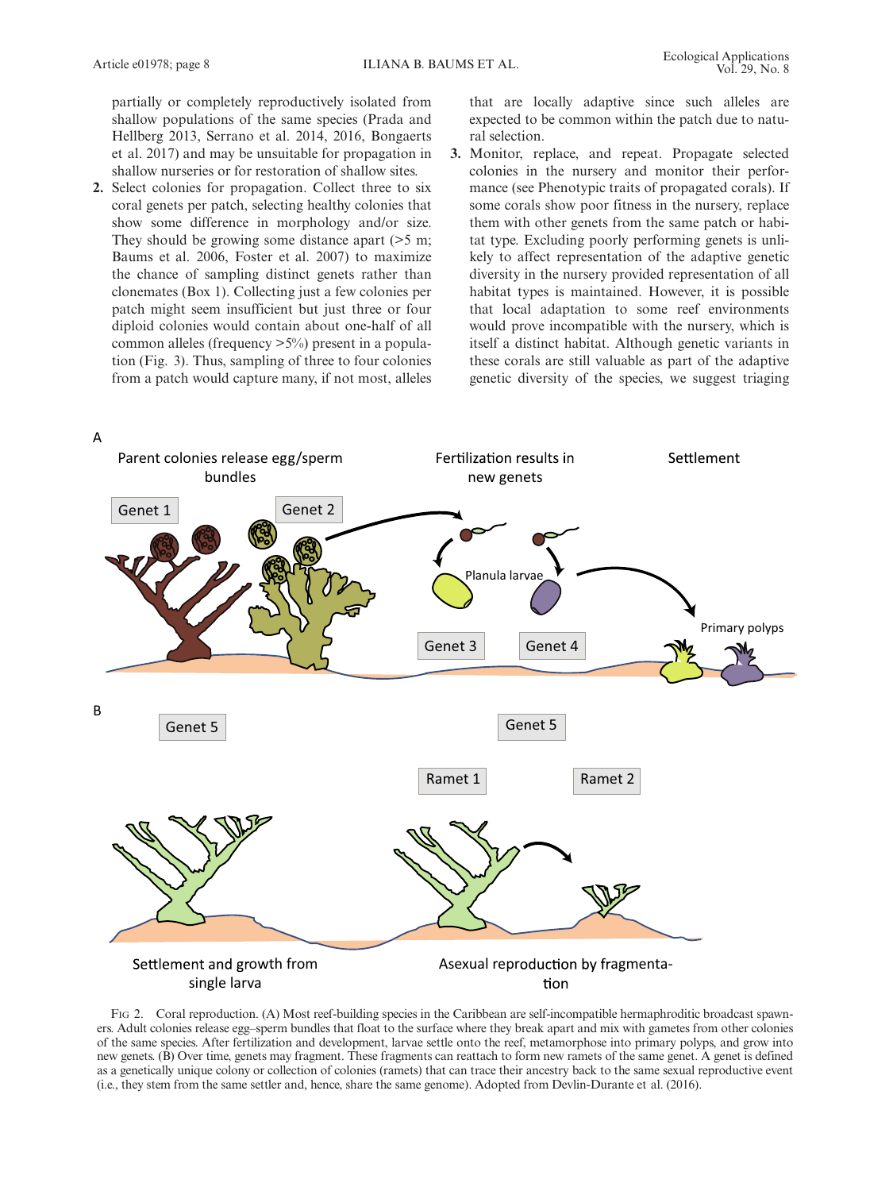partially or completely reproductively isolated from shallow populations of the same species (Prada and Hellberg 2013, Serrano et al. 2014, 2016, Bongaerts et al. 2017) and may be unsuitable for propagation in shallow nurseries or for restoration of shallow sites.

2. Select colonies for propagation. Collect three to six coral genets per patch, selecting healthy colonies that show some difference in morphology and/or size. They should be growing some distance apart (>5 m; Baums et al. 2006, Foster et al. 2007) to maximize the chance of sampling distinct genets rather than clonemates (Box 1). Collecting just a few colonies per patch might seem insufficient but just three or four diploid colonies would contain about one-half of all common alleles (frequency >5%) present in a population (Fig. 3). Thus, sampling of three to four colonies from a patch would capture many, if not most, alleles that are locally adaptive since such alleles are expected to be common within the patch due to natural selection.

3. Monitor, replace, and repeat. Propagate selected colonies in the nursery and monitor their performance (see Phenotypic traits of propagated corals). If some corals show poor fitness in the nursery, replace them with other genets from the same patch or habitat type. Excluding poorly performing genets is unlikely to affect representation of the adaptive genetic diversity in the nursery provided representation of all habitat types is maintained. However, it is possible that local adaptation to some reef environments would prove incompatible with the nursery, which is itself a distinct habitat. Although genetic variants in these corals are still valuable as part of the adaptive genetic diversity of the species, we suggest triaging

Fig 2. Coral reproduction. (A) Most reef-building species in the Caribbean are self-incompatible hermaphroditic broadcast spawners. Adult colonies release egg–sperm bundles that float to the surface where they break apart and mix with gametes from other colonies of the same species. After fertilization and development, larvae settle onto the reef, metamorphose into primary polyps, and grow into new genets. (B) Over time, genets may fragment. These fragments can reattach to form new ramets of the same genet. A genet is defined as a genetically unique colony or collection of colonies (ramets) that can trace their ancestry back to the same sexual reproductive event (i.e., they stem from the same settler and, hence, share the same genome). Adopted from Devlin-Durante et al. (2016).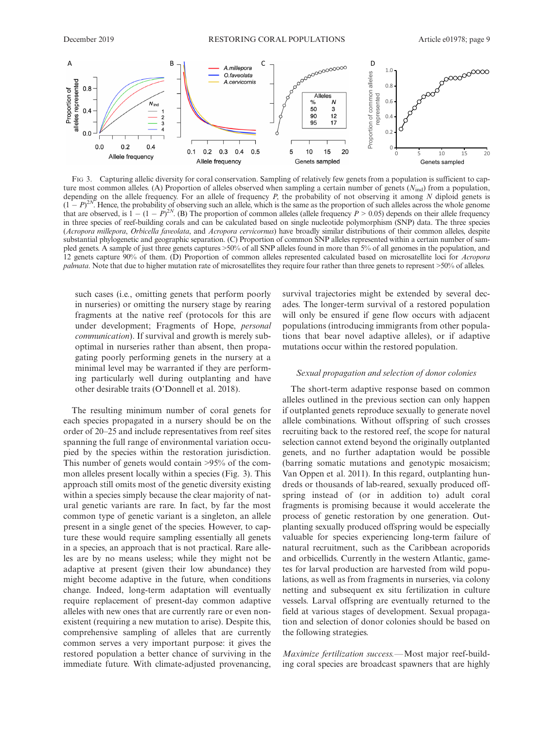A

Proportion of alleles represented

0.8

0.4

0.0

0.0 0.2 0.4

Allele frequency

$N_{ind}$

1

2

3

4

B

A.millepora

O.faveolata

A.cervicornis

0.1 0.2 0.3 0.4 0.5

Allele frequency

C

Alleles

| % | N |
|---|---|
| 50 | 3 |
| 90 | 12 |
| 95 | 17 |

5 10 15 20

Genets sampled

D

Proportion of common alleles represented

1.0

0.8

0.6

0.4

0.2

0

0 5 10 15 20

Genets sampled

FIG 3. Capturing allelic diversity for coral conservation. Sampling of relatively few genets from a population is sufficient to capture most common alleles. (A) Proportion of alleles observed when sampling a certain number of genets ($N_{ind}$) from a population, depending on the allele frequency. For an allele of frequency $P$, the probability of not observing it among $N$ diploid genets is $(1 - P)^{2N}$. Hence, the probability of observing such an allele, which is the same as the proportion of such alleles across the whole genome that are observed, is $1 - (1 - P)^{2N}$. (B) The proportion of common alleles (allele frequency $P > 0.05$) depends on their allele frequency in three species of reef-building corals and can be calculated based on single nucleotide polymorphism (SNP) data. The three species (*Acropora millepora*, *Orbicella faveolata*, and *Acropora cervicornus*) have broadly similar distributions of their common alleles, despite substantial phylogenetic and geographic separation. (C) Proportion of common SNP alleles represented within a certain number of sampled genets. A sample of just three genets captures >50% of all SNP alleles found in more than 5% of all genomes in the population, and 12 genets capture 90% of them. (D) Proportion of common alleles represented calculated based on microsatellite loci for *Acropora palmata*. Note that due to higher mutation rate of microsatellites they require four rather than three genets to represent >50% of alleles.

such cases (i.e., omitting genets that perform poorly in nurseries) or omitting the nursery stage by rearing fragments at the native reef (protocols for this are under development; Fragments of Hope, *personal communication*). If survival and growth is merely suboptimal in nurseries rather than absent, then propagating poorly performing genets in the nursery at a minimal level may be warranted if they are performing particularly well during outplanting and have other desirable traits (O'Donnell et al. 2018).

The resulting minimum number of coral genets for each species propagated in a nursery should be on the order of 20–25 and include representatives from reef sites spanning the full range of environmental variation occupied by the species within the restoration jurisdiction. This number of genets would contain >95% of the common alleles present locally within a species (Fig. 3). This approach still omits most of the genetic diversity existing within a species simply because the clear majority of natural genetic variants are rare. In fact, by far the most common type of genetic variant is a singleton, an allele present in a single genet of the species. However, to capture these would require sampling essentially all genets in a species, an approach that is not practical. Rare alleles are by no means useless; while they might not be adaptive at present (given their low abundance) they might become adaptive in the future, when conditions change. Indeed, long-term adaptation will eventually require replacement of present-day common adaptive alleles with new ones that are currently rare or even nonexistent (requiring a new mutation to arise). Despite this, comprehensive sampling of alleles that are currently common serves a very important purpose: it gives the restored population a better chance of surviving in the immediate future. With climate-adjusted provenancing, survival trajectories might be extended by several decades. The longer-term survival of a restored population will only be ensured if gene flow occurs with adjacent populations (introducing immigrants from other populations that bear novel adaptive alleles), or if adaptive mutations occur within the restored population.

### *Sexual propagation and selection of donor colonies*

The short-term adaptive response based on common alleles outlined in the previous section can only happen if outplanted genets reproduce sexually to generate novel allele combinations. Without offspring of such crosses recruiting back to the restored reef, the scope for natural selection cannot extend beyond the originally outplanted genets, and no further adaptation would be possible (barring somatic mutations and genotypic mosaicism; Van Oppen et al. 2011). In this regard, outplanting hundreds or thousands of lab-reared, sexually produced offspring instead of (or in addition to) adult coral fragments is promising because it would accelerate the process of genetic restoration by one generation. Outplanting sexually produced offspring would be especially valuable for species experiencing long-term failure of natural recruitment, such as the Caribbean acroporids and orbicellids. Currently in the western Atlantic, gametes for larval production are harvested from wild populations, as well as from fragments in nurseries, via colony netting and subsequent ex situ fertilization in culture vessels. Larval offspring are eventually returned to the field at various stages of development. Sexual propagation and selection of donor colonies should be based on the following strategies.

*Maximize fertilization success.*—Most major reef-building coral species are broadcast spawners that are highly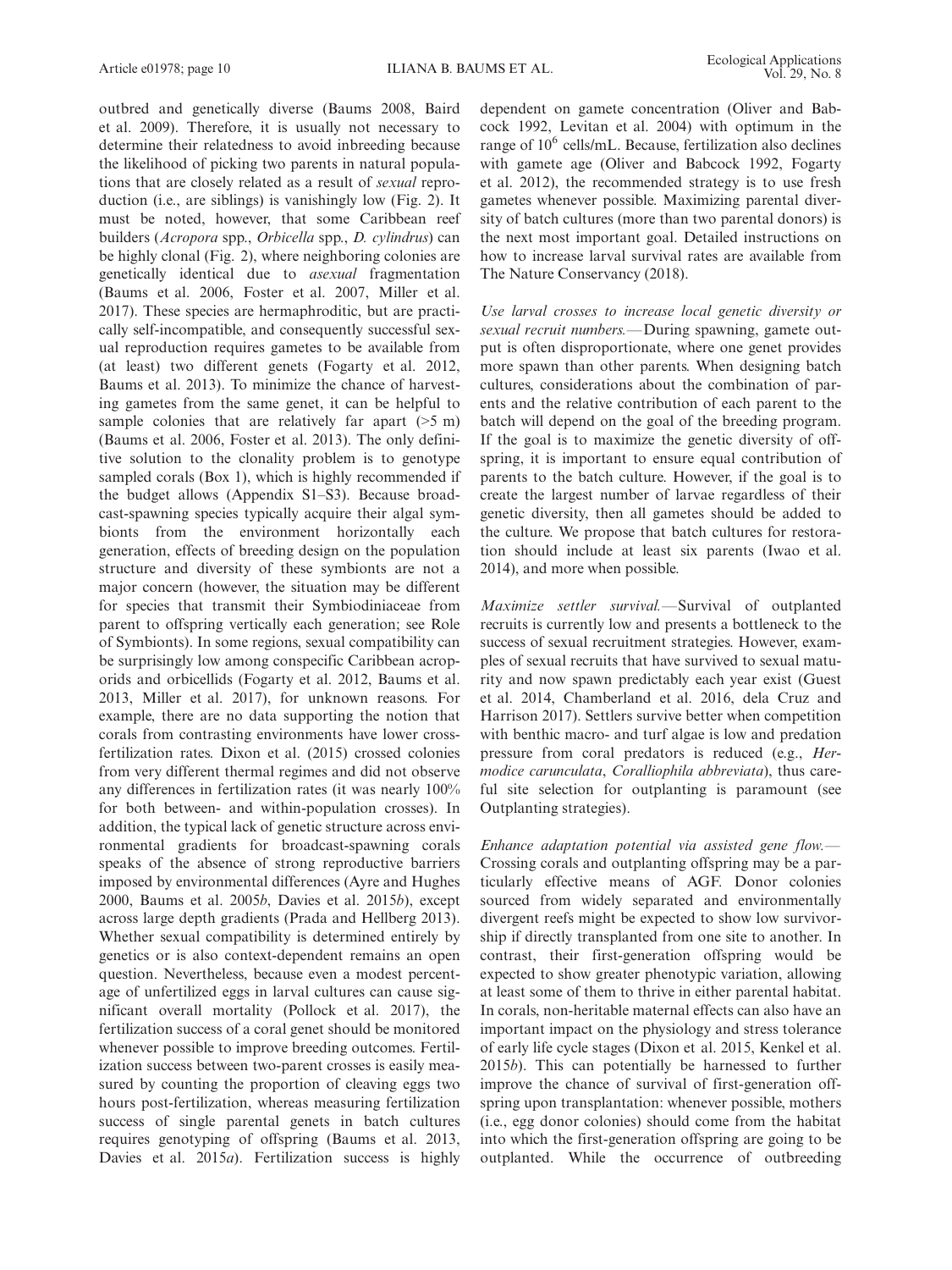outbred and genetically diverse (Baums 2008, Baird et al. 2009). Therefore, it is usually not necessary to determine their relatedness to avoid inbreeding because the likelihood of picking two parents in natural populations that are closely related as a result of *sexual* reproduction (i.e., are siblings) is vanishingly low (Fig. 2). It must be noted, however, that some Caribbean reef builders (*Acropora* spp., *Orbicella* spp., *D. cylindrus*) can be highly clonal (Fig. 2), where neighboring colonies are genetically identical due to *asexual* fragmentation (Baums et al. 2006, Foster et al. 2007, Miller et al. 2017). These species are hermaphroditic, but are practically self-incompatible, and consequently successful sexual reproduction requires gametes to be available from (at least) two different genets (Fogarty et al. 2012, Baums et al. 2013). To minimize the chance of harvesting gametes from the same genet, it can be helpful to sample colonies that are relatively far apart (>5 m) (Baums et al. 2006, Foster et al. 2013). The only definitive solution to the clonality problem is to genotype sampled corals (Box 1), which is highly recommended if the budget allows (Appendix S1–S3). Because broadcast-spawning species typically acquire their algal symbionts from the environment horizontally each generation, effects of breeding design on the population structure and diversity of these symbionts are not a major concern (however, the situation may be different for species that transmit their Symbiodiniaceae from parent to offspring vertically each generation; see Role of Symbionts). In some regions, sexual compatibility can be surprisingly low among conspecific Caribbean acroporids and orbicellids (Fogarty et al. 2012, Baums et al. 2013, Miller et al. 2017), for unknown reasons. For example, there are no data supporting the notion that corals from contrasting environments have lower cross-fertilization rates. Dixon et al. (2015) crossed colonies from very different thermal regimes and did not observe any differences in fertilization rates (it was nearly 100% for both between- and within-population crosses). In addition, the typical lack of genetic structure across environmental gradients for broadcast-spawning corals speaks of the absence of strong reproductive barriers imposed by environmental differences (Ayre and Hughes 2000, Baums et al. 2005*b*, Davies et al. 2015*b*), except across large depth gradients (Prada and Hellberg 2013). Whether sexual compatibility is determined entirely by genetics or is also context-dependent remains an open question. Nevertheless, because even a modest percentage of unfertilized eggs in larval cultures can cause significant overall mortality (Pollock et al. 2017), the fertilization success of a coral genet should be monitored whenever possible to improve breeding outcomes. Fertilization success between two-parent crosses is easily measured by counting the proportion of cleaving eggs two hours post-fertilization, whereas measuring fertilization success of single parental genets in batch cultures requires genotyping of offspring (Baums et al. 2013, Davies et al. 2015*a*). Fertilization success is highly dependent on gamete concentration (Oliver and Babcock 1992, Levitan et al. 2004) with optimum in the range of $10^6$ cells/mL. Because, fertilization also declines with gamete age (Oliver and Babcock 1992, Fogarty et al. 2012), the recommended strategy is to use fresh gametes whenever possible. Maximizing parental diversity of batch cultures (more than two parental donors) is the next most important goal. Detailed instructions on how to increase larval survival rates are available from The Nature Conservancy (2018).

*Use larval crosses to increase local genetic diversity or sexual recruit numbers.*—During spawning, gamete output is often disproportionate, where one genet provides more spawn than other parents. When designing batch cultures, considerations about the combination of parents and the relative contribution of each parent to the batch will depend on the goal of the breeding program. If the goal is to maximize the genetic diversity of offspring, it is important to ensure equal contribution of parents to the batch culture. However, if the goal is to create the largest number of larvae regardless of their genetic diversity, then all gametes should be added to the culture. We propose that batch cultures for restoration should include at least six parents (Iwao et al. 2014), and more when possible.

*Maximize settler survival.*—Survival of outplanted recruits is currently low and presents a bottleneck to the success of sexual recruitment strategies. However, examples of sexual recruits that have survived to sexual maturity and now spawn predictably each year exist (Guest et al. 2014, Chamberland et al. 2016, dela Cruz and Harrison 2017). Settlers survive better when competition with benthic macro- and turf algae is low and predation pressure from coral predators is reduced (e.g., *Hermodice carunculata*, *Coralliophila abbreviata*), thus careful site selection for outplanting is paramount (see Outplanting strategies).

*Enhance adaptation potential via assisted gene flow.*—Crossing corals and outplanting offspring may be a particularly effective means of AGF. Donor colonies sourced from widely separated and environmentally divergent reefs might be expected to show low survivorship if directly transplanted from one site to another. In contrast, their first-generation offspring would be expected to show greater phenotypic variation, allowing at least some of them to thrive in either parental habitat. In corals, non-heritable maternal effects can also have an important impact on the physiology and stress tolerance of early life cycle stages (Dixon et al. 2015, Kenkel et al. 2015*b*). This can potentially be harnessed to further improve the chance of survival of first-generation offspring upon transplantation: whenever possible, mothers (i.e., egg donor colonies) should come from the habitat into which the first-generation offspring are going to be outplanted. While the occurrence of outbreeding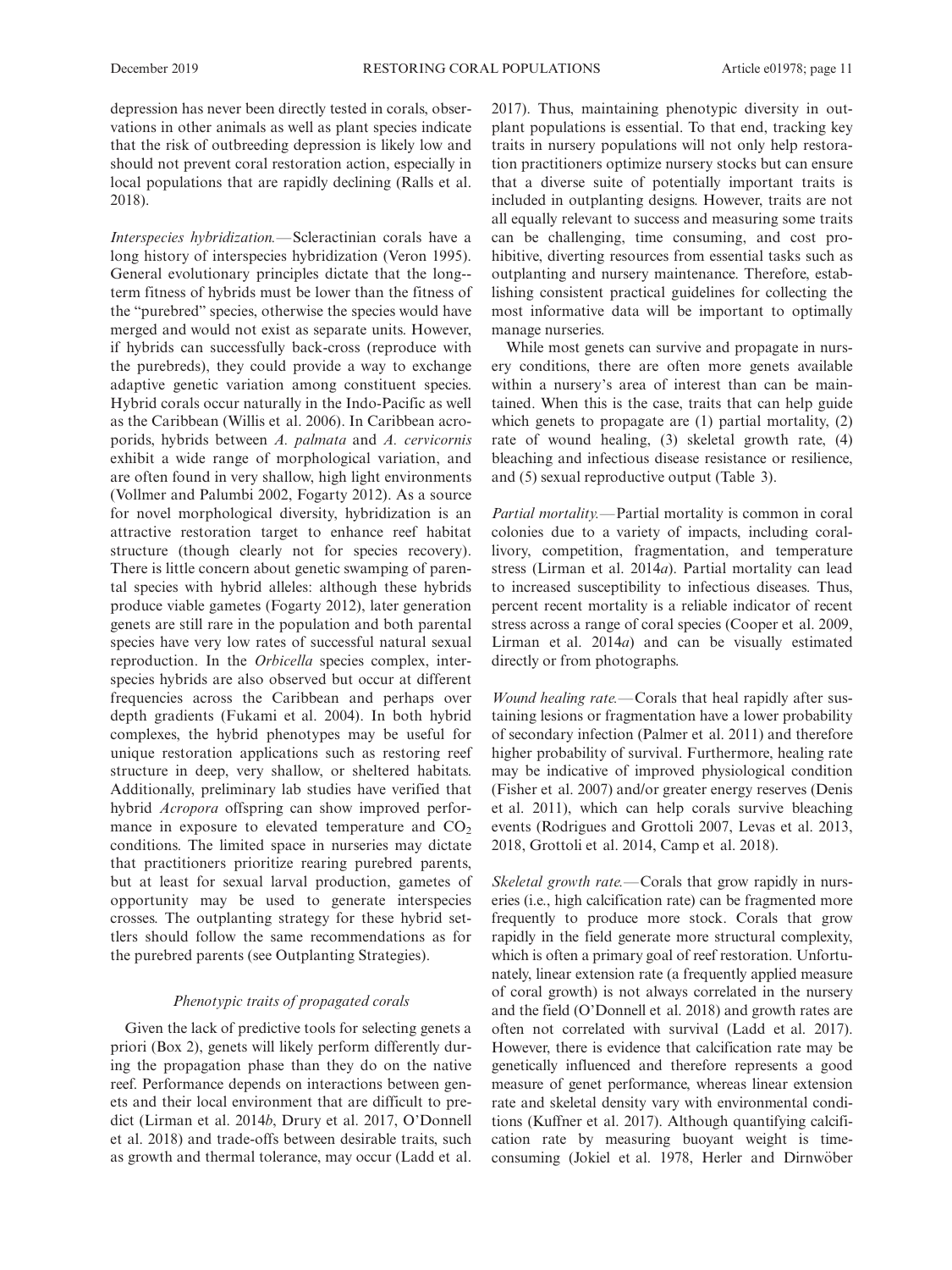depression has never been directly tested in corals, observations in other animals as well as plant species indicate that the risk of outbreeding depression is likely low and should not prevent coral restoration action, especially in local populations that are rapidly declining (Ralls et al. 2018).

*Interspecies hybridization.*—Scleractinian corals have a long history of interspecies hybridization (Veron 1995). General evolutionary principles dictate that the long-term fitness of hybrids must be lower than the fitness of the "purebred" species, otherwise the species would have merged and would not exist as separate units. However, if hybrids can successfully back-cross (reproduce with the purebreds), they could provide a way to exchange adaptive genetic variation among constituent species. Hybrid corals occur naturally in the Indo-Pacific as well as the Caribbean (Willis et al. 2006). In Caribbean acroporids, hybrids between *A. palmata* and *A. cervicornis* exhibit a wide range of morphological variation, and are often found in very shallow, high light environments (Vollmer and Palumbi 2002, Fogarty 2012). As a source for novel morphological diversity, hybridization is an attractive restoration target to enhance reef habitat structure (though clearly not for species recovery). There is little concern about genetic swamping of parental species with hybrid alleles: although these hybrids produce viable gametes (Fogarty 2012), later generation genets are still rare in the population and both parental species have very low rates of successful natural sexual reproduction. In the *Orbicella* species complex, interspecies hybrids are also observed but occur at different frequencies across the Caribbean and perhaps over depth gradients (Fukami et al. 2004). In both hybrid complexes, the hybrid phenotypes may be useful for unique restoration applications such as restoring reef structure in deep, very shallow, or sheltered habitats. Additionally, preliminary lab studies have verified that hybrid *Acropora* offspring can show improved performance in exposure to elevated temperature and $CO_2$ conditions. The limited space in nurseries may dictate that practitioners prioritize rearing purebred parents, but at least for sexual larval production, gametes of opportunity may be used to generate interspecies crosses. The outplanting strategy for these hybrid settlers should follow the same recommendations as for the purebred parents (see Outplanting Strategies).

### *Phenotypic traits of propagated corals*

Given the lack of predictive tools for selecting genets a priori (Box 2), genets will likely perform differently during the propagation phase than they do on the native reef. Performance depends on interactions between genets and their local environment that are difficult to predict (Lirman et al. 2014*b*, Drury et al. 2017, O'Donnell et al. 2018) and trade-offs between desirable traits, such as growth and thermal tolerance, may occur (Ladd et al. 2017). Thus, maintaining phenotypic diversity in outplant populations is essential. To that end, tracking key traits in nursery populations will not only help restoration practitioners optimize nursery stocks but can ensure that a diverse suite of potentially important traits is included in outplanting designs. However, traits are not all equally relevant to success and measuring some traits can be challenging, time consuming, and cost prohibitive, diverting resources from essential tasks such as outplanting and nursery maintenance. Therefore, establishing consistent practical guidelines for collecting the most informative data will be important to optimally manage nurseries.

While most genets can survive and propagate in nursery conditions, there are often more genets available within a nursery's area of interest than can be maintained. When this is the case, traits that can help guide which genets to propagate are (1) partial mortality, (2) rate of wound healing, (3) skeletal growth rate, (4) bleaching and infectious disease resistance or resilience, and (5) sexual reproductive output (Table 3).

*Partial mortality.*—Partial mortality is common in coral colonies due to a variety of impacts, including corallivory, competition, fragmentation, and temperature stress (Lirman et al. 2014*a*). Partial mortality can lead to increased susceptibility to infectious diseases. Thus, percent recent mortality is a reliable indicator of recent stress across a range of coral species (Cooper et al. 2009, Lirman et al. 2014*a*) and can be visually estimated directly or from photographs.

*Wound healing rate.*—Corals that heal rapidly after sustaining lesions or fragmentation have a lower probability of secondary infection (Palmer et al. 2011) and therefore higher probability of survival. Furthermore, healing rate may be indicative of improved physiological condition (Fisher et al. 2007) and/or greater energy reserves (Denis et al. 2011), which can help corals survive bleaching events (Rodrigues and Grottoli 2007, Levas et al. 2013, 2018, Grottoli et al. 2014, Camp et al. 2018).

*Skeletal growth rate.*—Corals that grow rapidly in nurseries (i.e., high calcification rate) can be fragmented more frequently to produce more stock. Corals that grow rapidly in the field generate more structural complexity, which is often a primary goal of reef restoration. Unfortunately, linear extension rate (a frequently applied measure of coral growth) is not always correlated in the nursery and the field (O'Donnell et al. 2018) and growth rates are often not correlated with survival (Ladd et al. 2017). However, there is evidence that calcification rate may be genetically influenced and therefore represents a good measure of genet performance, whereas linear extension rate and skeletal density vary with environmental conditions (Kuffner et al. 2017). Although quantifying calcification rate by measuring buoyant weight is time-consuming (Jokiel et al. 1978, Herler and Dirnwöber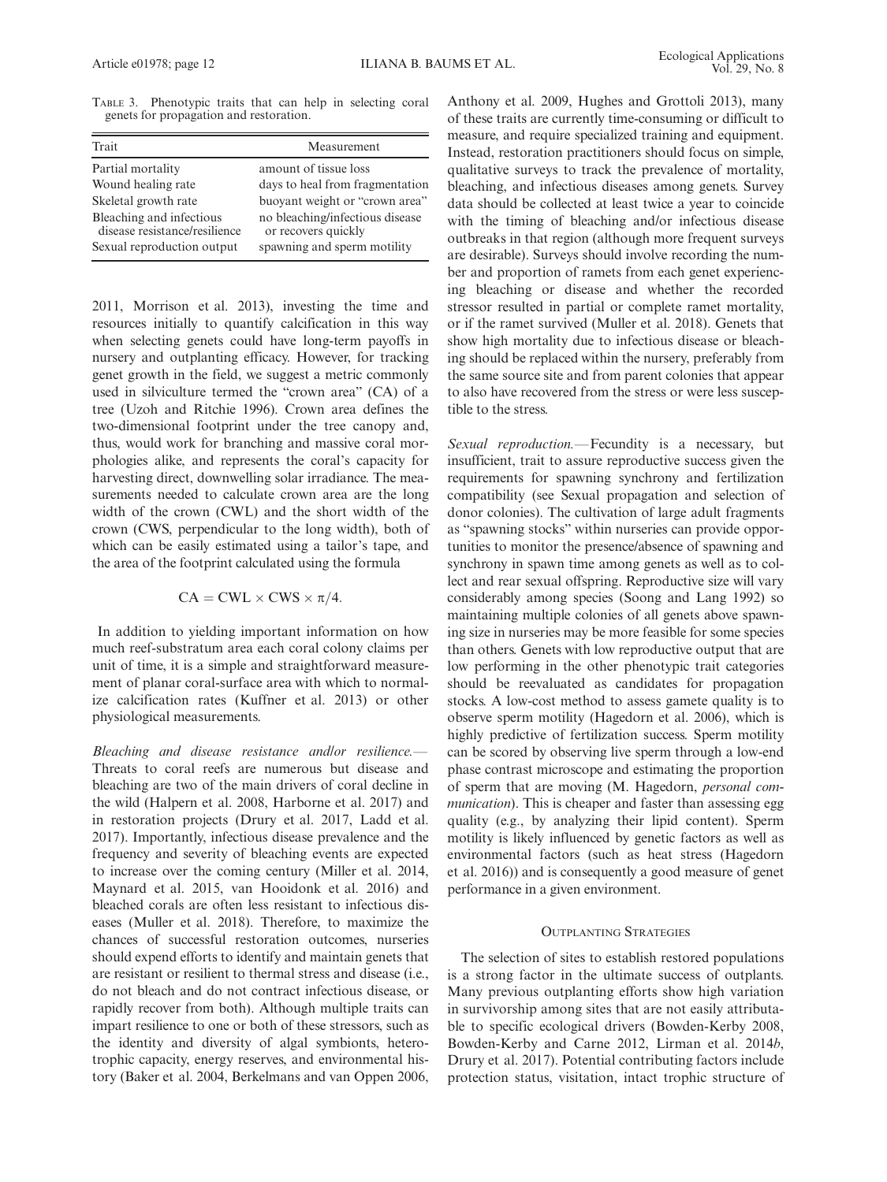TABLE 3. Phenotypic traits that can help in selecting coral genets for propagation and restoration.

| Trait | Measurement |
| --- | --- |
| Partial mortality | amount of tissue loss |
| Wound healing rate | days to heal from fragmentation |
| Skeletal growth rate | buoyant weight or "crown area" |
| Bleaching and infectious disease resistance/resilience | no bleaching/infectious disease or recovers quickly |
| Sexual reproduction output | spawning and sperm motility |

2011, Morrison et al. 2013), investing the time and resources initially to quantify calcification in this way when selecting genets could have long-term payoffs in nursery and outplanting efficacy. However, for tracking genet growth in the field, we suggest a metric commonly used in silviculture termed the "crown area" (CA) of a tree (Uzoh and Ritchie 1996). Crown area defines the two-dimensional footprint under the tree canopy and, thus, would work for branching and massive coral morphologies alike, and represents the coral's capacity for harvesting direct, downwelling solar irradiance. The measurements needed to calculate crown area are the long width of the crown (CWL) and the short width of the crown (CWS, perpendicular to the long width), both of which can be easily estimated using a tailor's tape, and the area of the footprint calculated using the formula

$$\mathrm{CA} = \mathrm{CWL} \times \mathrm{CWS} \times \pi/4.$$

In addition to yielding important information on how much reef-substratum area each coral colony claims per unit of time, it is a simple and straightforward measurement of planar coral-surface area with which to normalize calcification rates (Kuffner et al. 2013) or other physiological measurements.

*Bleaching and disease resistance and/or resilience.*— Threats to coral reefs are numerous but disease and bleaching are two of the main drivers of coral decline in the wild (Halpern et al. 2008, Harborne et al. 2017) and in restoration projects (Drury et al. 2017, Ladd et al. 2017). Importantly, infectious disease prevalence and the frequency and severity of bleaching events are expected to increase over the coming century (Miller et al. 2014, Maynard et al. 2015, van Hooidonk et al. 2016) and bleached corals are often less resistant to infectious diseases (Muller et al. 2018). Therefore, to maximize the chances of successful restoration outcomes, nurseries should expend efforts to identify and maintain genets that are resistant or resilient to thermal stress and disease (i.e., do not bleach and do not contract infectious disease, or rapidly recover from both). Although multiple traits can impart resilience to one or both of these stressors, such as the identity and diversity of algal symbionts, heterotrophic capacity, energy reserves, and environmental history (Baker et al. 2004, Berkelmans and van Oppen 2006, Anthony et al. 2009, Hughes and Grottoli 2013), many of these traits are currently time-consuming or difficult to measure, and require specialized training and equipment. Instead, restoration practitioners should focus on simple, qualitative surveys to track the prevalence of mortality, bleaching, and infectious diseases among genets. Survey data should be collected at least twice a year to coincide with the timing of bleaching and/or infectious disease outbreaks in that region (although more frequent surveys are desirable). Surveys should involve recording the number and proportion of ramets from each genet experiencing bleaching or disease and whether the recorded stressor resulted in partial or complete ramet mortality, or if the ramet survived (Muller et al. 2018). Genets that show high mortality due to infectious disease or bleaching should be replaced within the nursery, preferably from the same source site and from parent colonies that appear to also have recovered from the stress or were less susceptible to the stress.

*Sexual reproduction.*— Fecundity is a necessary, but insufficient, trait to assure reproductive success given the requirements for spawning synchrony and fertilization compatibility (see Sexual propagation and selection of donor colonies). The cultivation of large adult fragments as "spawning stocks" within nurseries can provide opportunities to monitor the presence/absence of spawning and synchrony in spawn time among genets as well as to collect and rear sexual offspring. Reproductive size will vary considerably among species (Soong and Lang 1992) so maintaining multiple colonies of all genets above spawning size in nurseries may be more feasible for some species than others. Genets with low reproductive output that are low performing in the other phenotypic trait categories should be reevaluated as candidates for propagation stocks. A low-cost method to assess gamete quality is to observe sperm motility (Hagedorn et al. 2006), which is highly predictive of fertilization success. Sperm motility can be scored by observing live sperm through a low-end phase contrast microscope and estimating the proportion of sperm that are moving (M. Hagedorn, *personal communication*). This is cheaper and faster than assessing egg quality (e.g., by analyzing their lipid content). Sperm motility is likely influenced by genetic factors as well as environmental factors (such as heat stress (Hagedorn et al. 2016)) and is consequently a good measure of genet performance in a given environment.

## OUTPLANTING STRATEGIES

The selection of sites to establish restored populations is a strong factor in the ultimate success of outplants. Many previous outplanting efforts show high variation in survivorship among sites that are not easily attributable to specific ecological drivers (Bowden-Kerby 2008, Bowden-Kerby and Carne 2012, Lirman et al. 2014*b*, Drury et al. 2017). Potential contributing factors include protection status, visitation, intact trophic structure of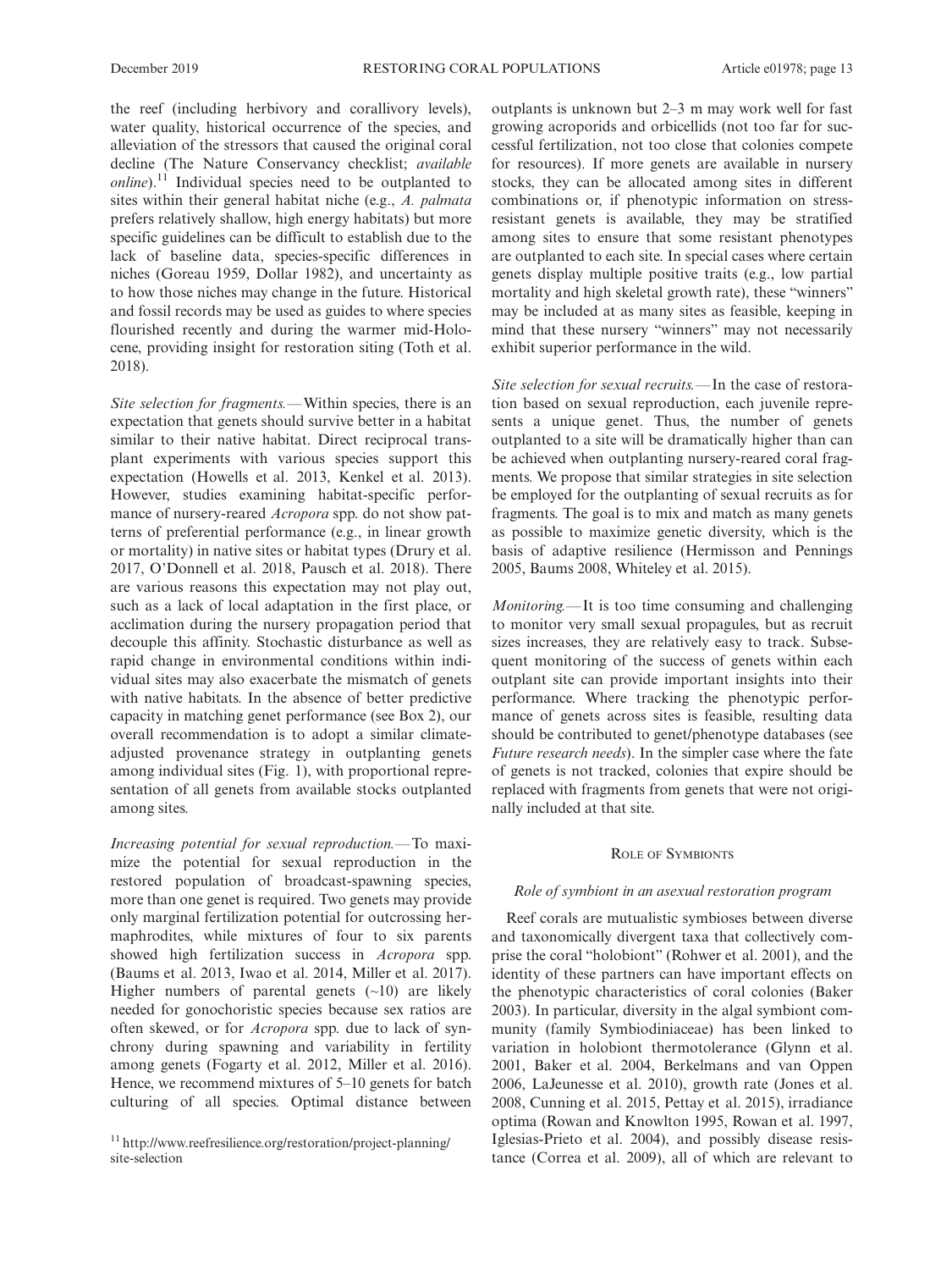the reef (including herbivory and corallivory levels), water quality, historical occurrence of the species, and alleviation of the stressors that caused the original coral decline (The Nature Conservancy checklist; *available online*).[11] Individual species need to be outplanted to sites within their general habitat niche (e.g., *A. palmata* prefers relatively shallow, high energy habitats) but more specific guidelines can be difficult to establish due to the lack of baseline data, species-specific differences in niches (Goreau 1959, Dollar 1982), and uncertainty as to how those niches may change in the future. Historical and fossil records may be used as guides to where species flourished recently and during the warmer mid-Holocene, providing insight for restoration siting (Toth et al. 2018).

*Site selection for fragments.*—Within species, there is an expectation that genets should survive better in a habitat similar to their native habitat. Direct reciprocal transplant experiments with various species support this expectation (Howells et al. 2013, Kenkel et al. 2013). However, studies examining habitat-specific performance of nursery-reared *Acropora* spp. do not show patterns of preferential performance (e.g., in linear growth or mortality) in native sites or habitat types (Drury et al. 2017, O'Donnell et al. 2018, Pausch et al. 2018). There are various reasons this expectation may not play out, such as a lack of local adaptation in the first place, or acclimation during the nursery propagation period that decouple this affinity. Stochastic disturbance as well as rapid change in environmental conditions within individual sites may also exacerbate the mismatch of genets with native habitats. In the absence of better predictive capacity in matching genet performance (see Box 2), our overall recommendation is to adopt a similar climate-adjusted provenance strategy in outplanting genets among individual sites (Fig. 1), with proportional representation of all genets from available stocks outplanted among sites.

*Increasing potential for sexual reproduction.*—To maximize the potential for sexual reproduction in the restored population of broadcast-spawning species, more than one genet is required. Two genets may provide only marginal fertilization potential for outcrossing hermaphrodites, while mixtures of four to six parents showed high fertilization success in *Acropora* spp. (Baums et al. 2013, Iwao et al. 2014, Miller et al. 2017). Higher numbers of parental genets (~10) are likely needed for gonochoristic species because sex ratios are often skewed, or for *Acropora* spp. due to lack of synchrony during spawning and variability in fertility among genets (Fogarty et al. 2012, Miller et al. 2016). Hence, we recommend mixtures of 5–10 genets for batch culturing of all species. Optimal distance between outplants is unknown but 2–3 m may work well for fast growing acroporids and orbicellids (not too far for successful fertilization, not too close that colonies compete for resources). If more genets are available in nursery stocks, they can be allocated among sites in different combinations or, if phenotypic information on stress-resistant genets is available, they may be stratified among sites to ensure that some resistant phenotypes are outplanted to each site. In special cases where certain genets display multiple positive traits (e.g., low partial mortality and high skeletal growth rate), these "winners" may be included at as many sites as feasible, keeping in mind that these nursery "winners" may not necessarily exhibit superior performance in the wild.

*Site selection for sexual recruits.*—In the case of restoration based on sexual reproduction, each juvenile represents a unique genet. Thus, the number of genets outplanted to a site will be dramatically higher than can be achieved when outplanting nursery-reared coral fragments. We propose that similar strategies in site selection be employed for the outplanting of sexual recruits as for fragments. The goal is to mix and match as many genets as possible to maximize genetic diversity, which is the basis of adaptive resilience (Hermisson and Pennings 2005, Baums 2008, Whiteley et al. 2015).

*Monitoring.*—It is too time consuming and challenging to monitor very small sexual propagules, but as recruit sizes increases, they are relatively easy to track. Subsequent monitoring of the success of genets within each outplant site can provide important insights into their performance. Where tracking the phenotypic performance of genets across sites is feasible, resulting data should be contributed to genet/phenotype databases (see *Future research needs*). In the simpler case where the fate of genets is not tracked, colonies that expire should be replaced with fragments from genets that were not originally included at that site.

## Role of Symbionts

### *Role of symbiont in an asexual restoration program*

Reef corals are mutualistic symbioses between diverse and taxonomically divergent taxa that collectively comprise the coral "holobiont" (Rohwer et al. 2001), and the identity of these partners can have important effects on the phenotypic characteristics of coral colonies (Baker 2003). In particular, diversity in the algal symbiont community (family Symbiodiniaceae) has been linked to variation in holobiont thermotolerance (Glynn et al. 2001, Baker et al. 2004, Berkelmans and van Oppen 2006, LaJeunesse et al. 2010), growth rate (Jones et al. 2008, Cunning et al. 2015, Pettay et al. 2015), irradiance optima (Rowan and Knowlton 1995, Rowan et al. 1997, Iglesias-Prieto et al. 2004), and possibly disease resistance (Correa et al. 2009), all of which are relevant to

[11] http://www.reefresilience.org/restoration/project-planning/site-selection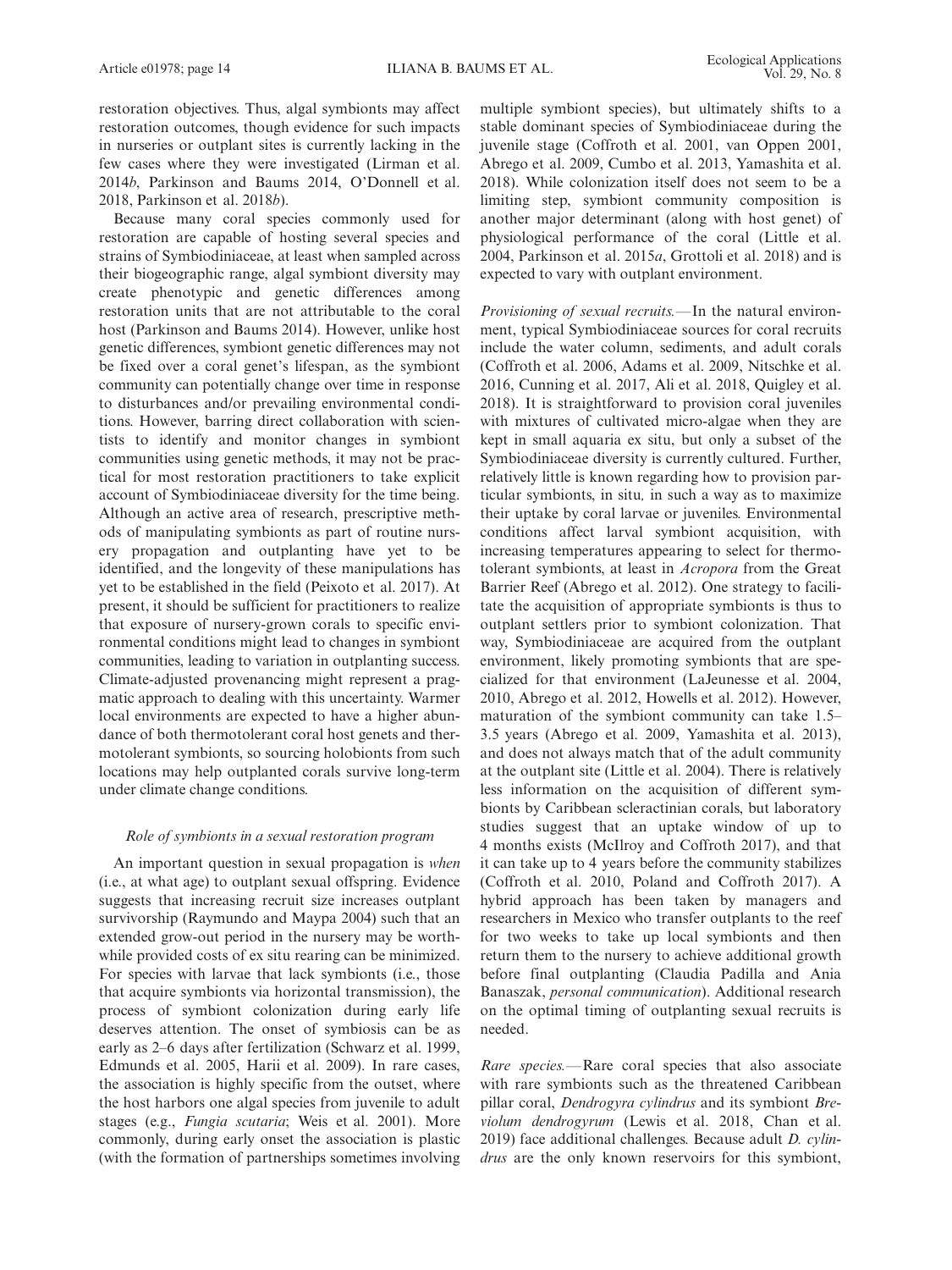restoration objectives. Thus, algal symbionts may affect restoration outcomes, though evidence for such impacts in nurseries or outplant sites is currently lacking in the few cases where they were investigated (Lirman et al. 2014*b*, Parkinson and Baums 2014, O'Donnell et al. 2018, Parkinson et al. 2018*b*).

Because many coral species commonly used for restoration are capable of hosting several species and strains of Symbiodiniaceae, at least when sampled across their biogeographic range, algal symbiont diversity may create phenotypic and genetic differences among restoration units that are not attributable to the coral host (Parkinson and Baums 2014). However, unlike host genetic differences, symbiont genetic differences may not be fixed over a coral genet's lifespan, as the symbiont community can potentially change over time in response to disturbances and/or prevailing environmental conditions. However, barring direct collaboration with scientists to identify and monitor changes in symbiont communities using genetic methods, it may not be practical for most restoration practitioners to take explicit account of Symbiodiniaceae diversity for the time being. Although an active area of research, prescriptive methods of manipulating symbionts as part of routine nursery propagation and outplanting have yet to be identified, and the longevity of these manipulations has yet to be established in the field (Peixoto et al. 2017). At present, it should be sufficient for practitioners to realize that exposure of nursery-grown corals to specific environmental conditions might lead to changes in symbiont communities, leading to variation in outplanting success. Climate-adjusted provenancing might represent a pragmatic approach to dealing with this uncertainty. Warmer local environments are expected to have a higher abundance of both thermotolerant coral host genets and thermotolerant symbionts, so sourcing holobionts from such locations may help outplanted corals survive long-term under climate change conditions.

### *Role of symbionts in a sexual restoration program*

An important question in sexual propagation is *when* (i.e., at what age) to outplant sexual offspring. Evidence suggests that increasing recruit size increases outplant survivorship (Raymundo and Maypa 2004) such that an extended grow-out period in the nursery may be worthwhile provided costs of ex situ rearing can be minimized. For species with larvae that lack symbionts (i.e., those that acquire symbionts via horizontal transmission), the process of symbiont colonization during early life deserves attention. The onset of symbiosis can be as early as 2–6 days after fertilization (Schwarz et al. 1999, Edmunds et al. 2005, Harii et al. 2009). In rare cases, the association is highly specific from the outset, where the host harbors one algal species from juvenile to adult stages (e.g., *Fungia scutaria*; Weis et al. 2001). More commonly, during early onset the association is plastic (with the formation of partnerships sometimes involving multiple symbiont species), but ultimately shifts to a stable dominant species of Symbiodiniaceae during the juvenile stage (Coffroth et al. 2001, van Oppen 2001, Abrego et al. 2009, Cumbo et al. 2013, Yamashita et al. 2018). While colonization itself does not seem to be a limiting step, symbiont community composition is another major determinant (along with host genet) of physiological performance of the coral (Little et al. 2004, Parkinson et al. 2015*a*, Grottoli et al. 2018) and is expected to vary with outplant environment.

*Provisioning of sexual recruits.*—In the natural environment, typical Symbiodiniaceae sources for coral recruits include the water column, sediments, and adult corals (Coffroth et al. 2006, Adams et al. 2009, Nitschke et al. 2016, Cunning et al. 2017, Ali et al. 2018, Quigley et al. 2018). It is straightforward to provision coral juveniles with mixtures of cultivated micro-algae when they are kept in small aquaria ex situ, but only a subset of the Symbiodiniaceae diversity is currently cultured. Further, relatively little is known regarding how to provision particular symbionts, in situ*,* in such a way as to maximize their uptake by coral larvae or juveniles. Environmental conditions affect larval symbiont acquisition, with increasing temperatures appearing to select for thermotolerant symbionts, at least in *Acropora* from the Great Barrier Reef (Abrego et al. 2012). One strategy to facilitate the acquisition of appropriate symbionts is thus to outplant settlers prior to symbiont colonization. That way, Symbiodiniaceae are acquired from the outplant environment, likely promoting symbionts that are specialized for that environment (LaJeunesse et al. 2004, 2010, Abrego et al. 2012, Howells et al. 2012). However, maturation of the symbiont community can take 1.5–3.5 years (Abrego et al. 2009, Yamashita et al. 2013), and does not always match that of the adult community at the outplant site (Little et al. 2004). There is relatively less information on the acquisition of different symbionts by Caribbean scleractinian corals, but laboratory studies suggest that an uptake window of up to 4 months exists (McIlroy and Coffroth 2017), and that it can take up to 4 years before the community stabilizes (Coffroth et al. 2010, Poland and Coffroth 2017). A hybrid approach has been taken by managers and researchers in Mexico who transfer outplants to the reef for two weeks to take up local symbionts and then return them to the nursery to achieve additional growth before final outplanting (Claudia Padilla and Ania Banaszak, *personal communication*). Additional research on the optimal timing of outplanting sexual recruits is needed.

*Rare species.*—Rare coral species that also associate with rare symbionts such as the threatened Caribbean pillar coral, *Dendrogyra cylindrus* and its symbiont *Breviolum dendrogyrum* (Lewis et al. 2018, Chan et al. 2019) face additional challenges. Because adult *D. cylindrus* are the only known reservoirs for this symbiont,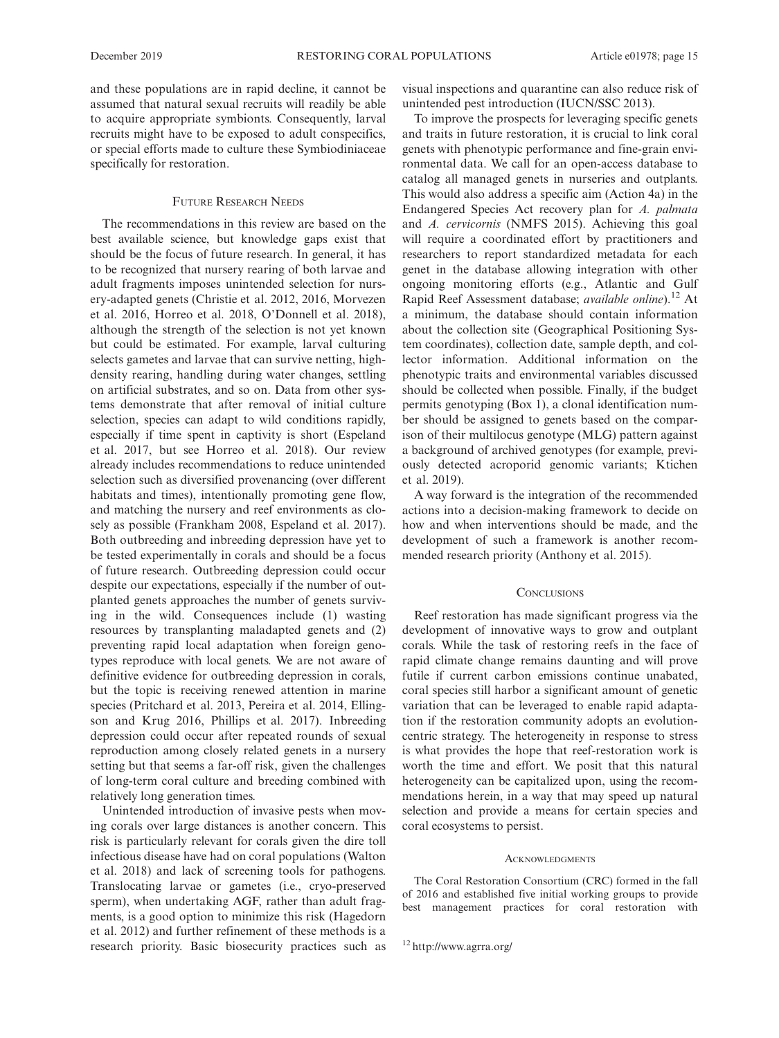and these populations are in rapid decline, it cannot be assumed that natural sexual recruits will readily be able to acquire appropriate symbionts. Consequently, larval recruits might have to be exposed to adult conspecifics, or special efforts made to culture these Symbiodiniaceae specifically for restoration.

## Future Research Needs

The recommendations in this review are based on the best available science, but knowledge gaps exist that should be the focus of future research. In general, it has to be recognized that nursery rearing of both larvae and adult fragments imposes unintended selection for nursery-adapted genets (Christie et al. 2012, 2016, Morvezen et al. 2016, Horreo et al. 2018, O'Donnell et al. 2018), although the strength of the selection is not yet known but could be estimated. For example, larval culturing selects gametes and larvae that can survive netting, high-density rearing, handling during water changes, settling on artificial substrates, and so on. Data from other systems demonstrate that after removal of initial culture selection, species can adapt to wild conditions rapidly, especially if time spent in captivity is short (Espeland et al. 2017, but see Horreo et al. 2018). Our review already includes recommendations to reduce unintended selection such as diversified provenancing (over different habitats and times), intentionally promoting gene flow, and matching the nursery and reef environments as closely as possible (Frankham 2008, Espeland et al. 2017). Both outbreeding and inbreeding depression have yet to be tested experimentally in corals and should be a focus of future research. Outbreeding depression could occur despite our expectations, especially if the number of outplanted genets approaches the number of genets surviving in the wild. Consequences include (1) wasting resources by transplanting maladapted genets and (2) preventing rapid local adaptation when foreign genotypes reproduce with local genets. We are not aware of definitive evidence for outbreeding depression in corals, but the topic is receiving renewed attention in marine species (Pritchard et al. 2013, Pereira et al. 2014, Ellingson and Krug 2016, Phillips et al. 2017). Inbreeding depression could occur after repeated rounds of sexual reproduction among closely related genets in a nursery setting but that seems a far-off risk, given the challenges of long-term coral culture and breeding combined with relatively long generation times.

Unintended introduction of invasive pests when moving corals over large distances is another concern. This risk is particularly relevant for corals given the dire toll infectious disease have had on coral populations (Walton et al. 2018) and lack of screening tools for pathogens. Translocating larvae or gametes (i.e., cryo-preserved sperm), when undertaking AGF, rather than adult fragments, is a good option to minimize this risk (Hagedorn et al. 2012) and further refinement of these methods is a research priority. Basic biosecurity practices such as visual inspections and quarantine can also reduce risk of unintended pest introduction (IUCN/SSC 2013).

To improve the prospects for leveraging specific genets and traits in future restoration, it is crucial to link coral genets with phenotypic performance and fine-grain environmental data. We call for an open-access database to catalog all managed genets in nurseries and outplants. This would also address a specific aim (Action 4a) in the Endangered Species Act recovery plan for *A. palmata* and *A. cervicornis* (NMFS 2015). Achieving this goal will require a coordinated effort by practitioners and researchers to report standardized metadata for each genet in the database allowing integration with other ongoing monitoring efforts (e.g., Atlantic and Gulf Rapid Reef Assessment database; *available online*).[12] At a minimum, the database should contain information about the collection site (Geographical Positioning System coordinates), collection date, sample depth, and collector information. Additional information on the phenotypic traits and environmental variables discussed should be collected when possible. Finally, if the budget permits genotyping (Box 1), a clonal identification number should be assigned to genets based on the comparison of their multilocus genotype (MLG) pattern against a background of archived genotypes (for example, previously detected acroporid genomic variants; Ktichen et al. 2019).

A way forward is the integration of the recommended actions into a decision-making framework to decide on how and when interventions should be made, and the development of such a framework is another recommended research priority (Anthony et al. 2015).

## Conclusions

Reef restoration has made significant progress via the development of innovative ways to grow and outplant corals. While the task of restoring reefs in the face of rapid climate change remains daunting and will prove futile if current carbon emissions continue unabated, coral species still harbor a significant amount of genetic variation that can be leveraged to enable rapid adaptation if the restoration community adopts an evolution-centric strategy. The heterogeneity in response to stress is what provides the hope that reef-restoration work is worth the time and effort. We posit that this natural heterogeneity can be capitalized upon, using the recommendations herein, in a way that may speed up natural selection and provide a means for certain species and coral ecosystems to persist.

## Acknowledgments

The Coral Restoration Consortium (CRC) formed in the fall of 2016 and established five initial working groups to provide best management practices for coral restoration with

[12] http://www.agrra.org/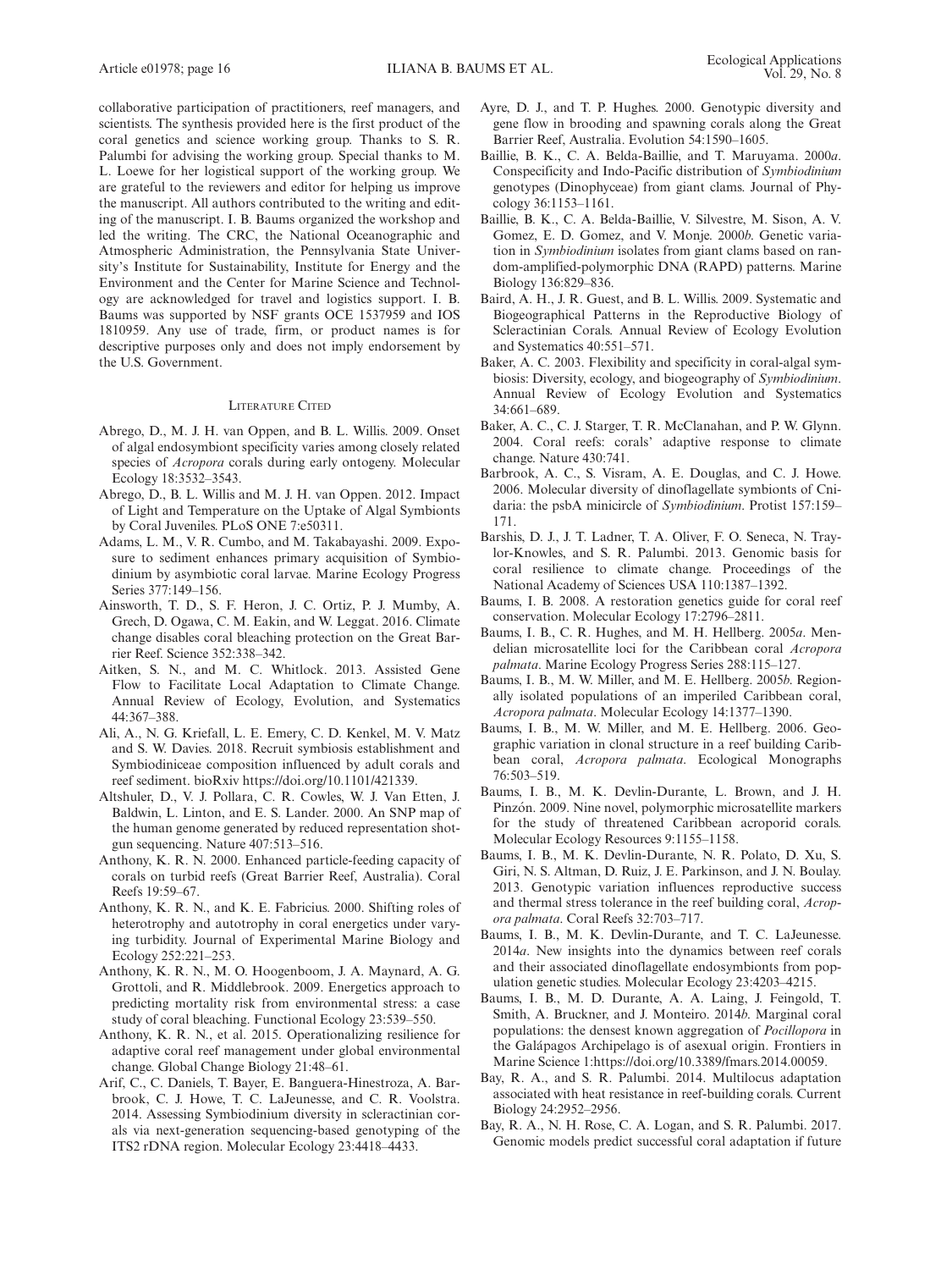collaborative participation of practitioners, reef managers, and scientists. The synthesis provided here is the first product of the coral genetics and science working group. Thanks to S. R. Palumbi for advising the working group. Special thanks to M. L. Loewe for her logistical support of the working group. We are grateful to the reviewers and editor for helping us improve the manuscript. All authors contributed to the writing and editing of the manuscript. I. B. Baums organized the workshop and led the writing. The CRC, the National Oceanographic and Atmospheric Administration, the Pennsylvania State University's Institute for Sustainability, Institute for Energy and the Environment and the Center for Marine Science and Technology are acknowledged for travel and logistics support. I. B. Baums was supported by NSF grants OCE 1537959 and IOS 1810959. Any use of trade, firm, or product names is for descriptive purposes only and does not imply endorsement by the U.S. Government.

## Literature Cited

Abrego, D., M. J. H. van Oppen, and B. L. Willis. 2009. Onset of algal endosymbiont specificity varies among closely related species of *Acropora* corals during early ontogeny. Molecular Ecology 18:3532–3543.

Abrego, D., B. L. Willis and M. J. H. van Oppen. 2012. Impact of Light and Temperature on the Uptake of Algal Symbionts by Coral Juveniles. PLoS ONE 7:e50311.

Adams, L. M., V. R. Cumbo, and M. Takabayashi. 2009. Exposure to sediment enhances primary acquisition of Symbiodinium by asymbiotic coral larvae. Marine Ecology Progress Series 377:149–156.

Ainsworth, T. D., S. F. Heron, J. C. Ortiz, P. J. Mumby, A. Grech, D. Ogawa, C. M. Eakin, and W. Leggat. 2016. Climate change disables coral bleaching protection on the Great Barrier Reef. Science 352:338–342.

Aitken, S. N., and M. C. Whitlock. 2013. Assisted Gene Flow to Facilitate Local Adaptation to Climate Change. Annual Review of Ecology, Evolution, and Systematics 44:367–388.

Ali, A., N. G. Kriefall, L. E. Emery, C. D. Kenkel, M. V. Matz and S. W. Davies. 2018. Recruit symbiosis establishment and Symbiodiniceae composition influenced by adult corals and reef sediment. bioRxiv https://doi.org/10.1101/421339.

Altshuler, D., V. J. Pollara, C. R. Cowles, W. J. Van Etten, J. Baldwin, L. Linton, and E. S. Lander. 2000. An SNP map of the human genome generated by reduced representation shotgun sequencing. Nature 407:513–516.

Anthony, K. R. N. 2000. Enhanced particle-feeding capacity of corals on turbid reefs (Great Barrier Reef, Australia). Coral Reefs 19:59–67.

Anthony, K. R. N., and K. E. Fabricius. 2000. Shifting roles of heterotrophy and autotrophy in coral energetics under varying turbidity. Journal of Experimental Marine Biology and Ecology 252:221–253.

Anthony, K. R. N., M. O. Hoogenboom, J. A. Maynard, A. G. Grottoli, and R. Middlebrook. 2009. Energetics approach to predicting mortality risk from environmental stress: a case study of coral bleaching. Functional Ecology 23:539–550.

Anthony, K. R. N., et al. 2015. Operationalizing resilience for adaptive coral reef management under global environmental change. Global Change Biology 21:48–61.

Arif, C., C. Daniels, T. Bayer, E. Banguera-Hinestroza, A. Barbrook, C. J. Howe, T. C. LaJeunesse, and C. R. Voolstra. 2014. Assessing Symbiodinium diversity in scleractinian corals via next-generation sequencing-based genotyping of the ITS2 rDNA region. Molecular Ecology 23:4418–4433.

Ayre, D. J., and T. P. Hughes. 2000. Genotypic diversity and gene flow in brooding and spawning corals along the Great Barrier Reef, Australia. Evolution 54:1590–1605.

Baillie, B. K., C. A. Belda-Baillie, and T. Maruyama. 2000*a*. Conspecificity and Indo-Pacific distribution of *Symbiodinium* genotypes (Dinophyceae) from giant clams. Journal of Phycology 36:1153–1161.

Baillie, B. K., C. A. Belda-Baillie, V. Silvestre, M. Sison, A. V. Gomez, E. D. Gomez, and V. Monje. 2000*b*. Genetic variation in *Symbiodinium* isolates from giant clams based on random-amplified-polymorphic DNA (RAPD) patterns. Marine Biology 136:829–836.

Baird, A. H., J. R. Guest, and B. L. Willis. 2009. Systematic and Biogeographical Patterns in the Reproductive Biology of Scleractinian Corals. Annual Review of Ecology Evolution and Systematics 40:551–571.

Baker, A. C. 2003. Flexibility and specificity in coral-algal symbiosis: Diversity, ecology, and biogeography of *Symbiodinium*. Annual Review of Ecology Evolution and Systematics 34:661–689.

Baker, A. C., C. J. Starger, T. R. McClanahan, and P. W. Glynn. 2004. Coral reefs: corals' adaptive response to climate change. Nature 430:741.

Barbrook, A. C., S. Visram, A. E. Douglas, and C. J. Howe. 2006. Molecular diversity of dinoflagellate symbionts of Cnidaria: the psbA minicircle of *Symbiodinium*. Protist 157:159–171.

Barshis, D. J., J. T. Ladner, T. A. Oliver, F. O. Seneca, N. Traylor-Knowles, and S. R. Palumbi. 2013. Genomic basis for coral resilience to climate change. Proceedings of the National Academy of Sciences USA 110:1387–1392.

Baums, I. B. 2008. A restoration genetics guide for coral reef conservation. Molecular Ecology 17:2796–2811.

Baums, I. B., C. R. Hughes, and M. H. Hellberg. 2005*a*. Mendelian microsatellite loci for the Caribbean coral *Acropora palmata*. Marine Ecology Progress Series 288:115–127.

Baums, I. B., M. W. Miller, and M. E. Hellberg. 2005*b*. Regionally isolated populations of an imperiled Caribbean coral, *Acropora palmata*. Molecular Ecology 14:1377–1390.

Baums, I. B., M. W. Miller, and M. E. Hellberg. 2006. Geographic variation in clonal structure in a reef building Caribbean coral, *Acropora palmata*. Ecological Monographs 76:503–519.

Baums, I. B., M. K. Devlin-Durante, L. Brown, and J. H. Pinzón. 2009. Nine novel, polymorphic microsatellite markers for the study of threatened Caribbean acroporid corals. Molecular Ecology Resources 9:1155–1158.

Baums, I. B., M. K. Devlin-Durante, N. R. Polato, D. Xu, S. Giri, N. S. Altman, D. Ruiz, J. E. Parkinson, and J. N. Boulay. 2013. Genotypic variation influences reproductive success and thermal stress tolerance in the reef building coral, *Acropora palmata*. Coral Reefs 32:703–717.

Baums, I. B., M. K. Devlin-Durante, and T. C. LaJeunesse. 2014*a*. New insights into the dynamics between reef corals and their associated dinoflagellate endosymbionts from population genetic studies. Molecular Ecology 23:4203–4215.

Baums, I. B., M. D. Durante, A. A. Laing, J. Feingold, T. Smith, A. Bruckner, and J. Monteiro. 2014*b*. Marginal coral populations: the densest known aggregation of *Pocillopora* in the Galápagos Archipelago is of asexual origin. Frontiers in Marine Science 1:https://doi.org/10.3389/fmars.2014.00059.

Bay, R. A., and S. R. Palumbi. 2014. Multilocus adaptation associated with heat resistance in reef-building corals. Current Biology 24:2952–2956.

Bay, R. A., N. H. Rose, C. A. Logan, and S. R. Palumbi. 2017. Genomic models predict successful coral adaptation if future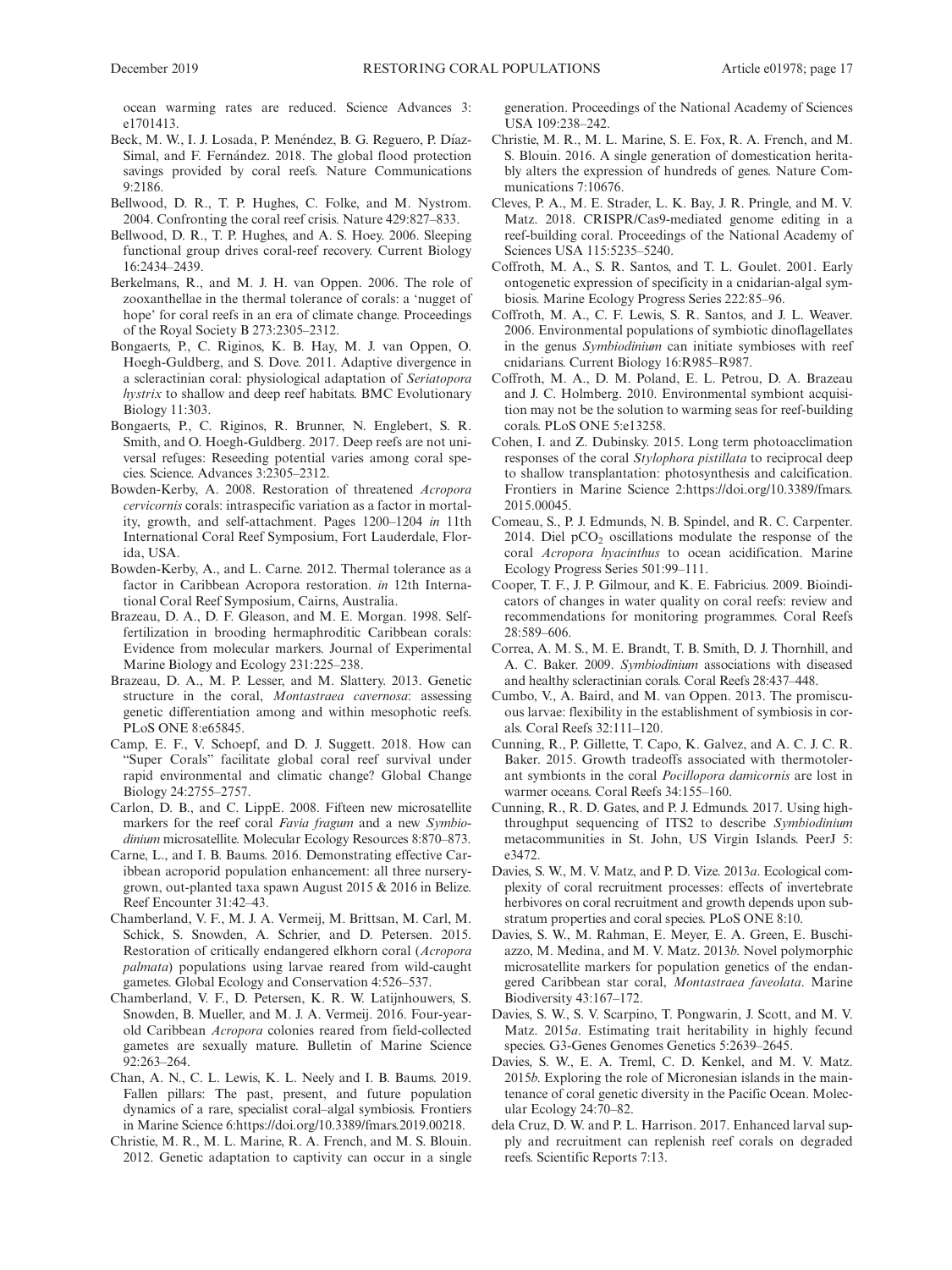ocean warming rates are reduced. Science Advances 3: e1701413.

Beck, M. W., I. J. Losada, P. Menéndez, B. G. Reguero, P. Díaz-Simal, and F. Fernández. 2018. The global flood protection savings provided by coral reefs. Nature Communications 9:2186.

Bellwood, D. R., T. P. Hughes, C. Folke, and M. Nystrom. 2004. Confronting the coral reef crisis. Nature 429:827–833.

Bellwood, D. R., T. P. Hughes, and A. S. Hoey. 2006. Sleeping functional group drives coral-reef recovery. Current Biology 16:2434–2439.

Berkelmans, R., and M. J. H. van Oppen. 2006. The role of zooxanthellae in the thermal tolerance of corals: a 'nugget of hope' for coral reefs in an era of climate change. Proceedings of the Royal Society B 273:2305–2312.

Bongaerts, P., C. Riginos, K. B. Hay, M. J. van Oppen, O. Hoegh-Guldberg, and S. Dove. 2011. Adaptive divergence in a scleractinian coral: physiological adaptation of *Seriatopora hystrix* to shallow and deep reef habitats. BMC Evolutionary Biology 11:303.

Bongaerts, P., C. Riginos, R. Brunner, N. Englebert, S. R. Smith, and O. Hoegh-Guldberg. 2017. Deep reefs are not universal refuges: Reseeding potential varies among coral species. Science. Advances 3:2305–2312.

Bowden-Kerby, A. 2008. Restoration of threatened *Acropora cervicornis* corals: intraspecific variation as a factor in mortality, growth, and self-attachment. Pages 1200–1204 *in* 11th International Coral Reef Symposium, Fort Lauderdale, Florida, USA.

Bowden-Kerby, A., and L. Carne. 2012. Thermal tolerance as a factor in Caribbean Acropora restoration. *in* 12th International Coral Reef Symposium, Cairns, Australia.

Brazeau, D. A., D. F. Gleason, and M. E. Morgan. 1998. Self-fertilization in brooding hermaphroditic Caribbean corals: Evidence from molecular markers. Journal of Experimental Marine Biology and Ecology 231:225–238.

Brazeau, D. A., M. P. Lesser, and M. Slattery. 2013. Genetic structure in the coral, *Montastraea cavernosa*: assessing genetic differentiation among and within mesophotic reefs. PLoS ONE 8:e65845.

Camp, E. F., V. Schoepf, and D. J. Suggett. 2018. How can "Super Corals" facilitate global coral reef survival under rapid environmental and climatic change? Global Change Biology 24:2755–2757.

Carlon, D. B., and C. LippE. 2008. Fifteen new microsatellite markers for the reef coral *Favia fragum* and a new *Symbiodinium* microsatellite. Molecular Ecology Resources 8:870–873.

Carne, L., and I. B. Baums. 2016. Demonstrating effective Caribbean acroporid population enhancement: all three nursery-grown, out-planted taxa spawn August 2015 & 2016 in Belize. Reef Encounter 31:42–43.

Chamberland, V. F., M. J. A. Vermeij, M. Brittsan, M. Carl, M. Schick, S. Snowden, A. Schrier, and D. Petersen. 2015. Restoration of critically endangered elkhorn coral (*Acropora palmata*) populations using larvae reared from wild-caught gametes. Global Ecology and Conservation 4:526–537.

Chamberland, V. F., D. Petersen, K. R. W. Latijnhouwers, S. Snowden, B. Mueller, and M. J. A. Vermeij. 2016. Four-year-old Caribbean *Acropora* colonies reared from field-collected gametes are sexually mature. Bulletin of Marine Science 92:263–264.

Chan, A. N., C. L. Lewis, K. L. Neely and I. B. Baums. 2019. Fallen pillars: The past, present, and future population dynamics of a rare, specialist coral–algal symbiosis. Frontiers in Marine Science 6:https://doi.org/10.3389/fmars.2019.00218.

Christie, M. R., M. L. Marine, R. A. French, and M. S. Blouin. 2012. Genetic adaptation to captivity can occur in a single generation. Proceedings of the National Academy of Sciences USA 109:238–242.

Christie, M. R., M. L. Marine, S. E. Fox, R. A. French, and M. S. Blouin. 2016. A single generation of domestication heritably alters the expression of hundreds of genes. Nature Communications 7:10676.

Cleves, P. A., M. E. Strader, L. K. Bay, J. R. Pringle, and M. V. Matz. 2018. CRISPR/Cas9-mediated genome editing in a reef-building coral. Proceedings of the National Academy of Sciences USA 115:5235–5240.

Coffroth, M. A., S. R. Santos, and T. L. Goulet. 2001. Early ontogenetic expression of specificity in a cnidarian-algal symbiosis. Marine Ecology Progress Series 222:85–96.

Coffroth, M. A., C. F. Lewis, S. R. Santos, and J. L. Weaver. 2006. Environmental populations of symbiotic dinoflagellates in the genus *Symbiodinium* can initiate symbioses with reef cnidarians. Current Biology 16:R985–R987.

Coffroth, M. A., D. M. Poland, E. L. Petrou, D. A. Brazeau and J. C. Holmberg. 2010. Environmental symbiont acquisition may not be the solution to warming seas for reef-building corals. PLoS ONE 5:e13258.

Cohen, I. and Z. Dubinsky. 2015. Long term photoacclimation responses of the coral *Stylophora pistillata* to reciprocal deep to shallow transplantation: photosynthesis and calcification. Frontiers in Marine Science 2:https://doi.org/10.3389/fmars.2015.00045.

Comeau, S., P. J. Edmunds, N. B. Spindel, and R. C. Carpenter. 2014. Diel $pCO_2$ oscillations modulate the response of the coral *Acropora hyacinthus* to ocean acidification. Marine Ecology Progress Series 501:99–111.

Cooper, T. F., J. P. Gilmour, and K. E. Fabricius. 2009. Bioindicators of changes in water quality on coral reefs: review and recommendations for monitoring programmes. Coral Reefs 28:589–606.

Correa, A. M. S., M. E. Brandt, T. B. Smith, D. J. Thornhill, and A. C. Baker. 2009. *Symbiodinium* associations with diseased and healthy scleractinian corals. Coral Reefs 28:437–448.

Cumbo, V., A. Baird, and M. van Oppen. 2013. The promiscuous larvae: flexibility in the establishment of symbiosis in corals. Coral Reefs 32:111–120.

Cunning, R., P. Gillette, T. Capo, K. Galvez, and A. C. J. C. R. Baker. 2015. Growth tradeoffs associated with thermotolerant symbionts in the coral *Pocillopora damicornis* are lost in warmer oceans. Coral Reefs 34:155–160.

Cunning, R., R. D. Gates, and P. J. Edmunds. 2017. Using high-throughput sequencing of ITS2 to describe *Symbiodinium* metacommunities in St. John, US Virgin Islands. PeerJ 5: e3472.

Davies, S. W., M. V. Matz, and P. D. Vize. 2013*a*. Ecological complexity of coral recruitment processes: effects of invertebrate herbivores on coral recruitment and growth depends upon substratum properties and coral species. PLoS ONE 8:10.

Davies, S. W., M. Rahman, E. Meyer, E. A. Green, E. Buschiazzo, M. Medina, and M. V. Matz. 2013*b*. Novel polymorphic microsatellite markers for population genetics of the endangered Caribbean star coral, *Montastraea faveolata*. Marine Biodiversity 43:167–172.

Davies, S. W., S. V. Scarpino, T. Pongwarin, J. Scott, and M. V. Matz. 2015*a*. Estimating trait heritability in highly fecund species. G3-Genes Genomes Genetics 5:2639–2645.

Davies, S. W., E. A. Treml, C. D. Kenkel, and M. V. Matz. 2015*b*. Exploring the role of Micronesian islands in the maintenance of coral genetic diversity in the Pacific Ocean. Molecular Ecology 24:70–82.

dela Cruz, D. W. and P. L. Harrison. 2017. Enhanced larval supply and recruitment can replenish reef corals on degraded reefs. Scientific Reports 7:13.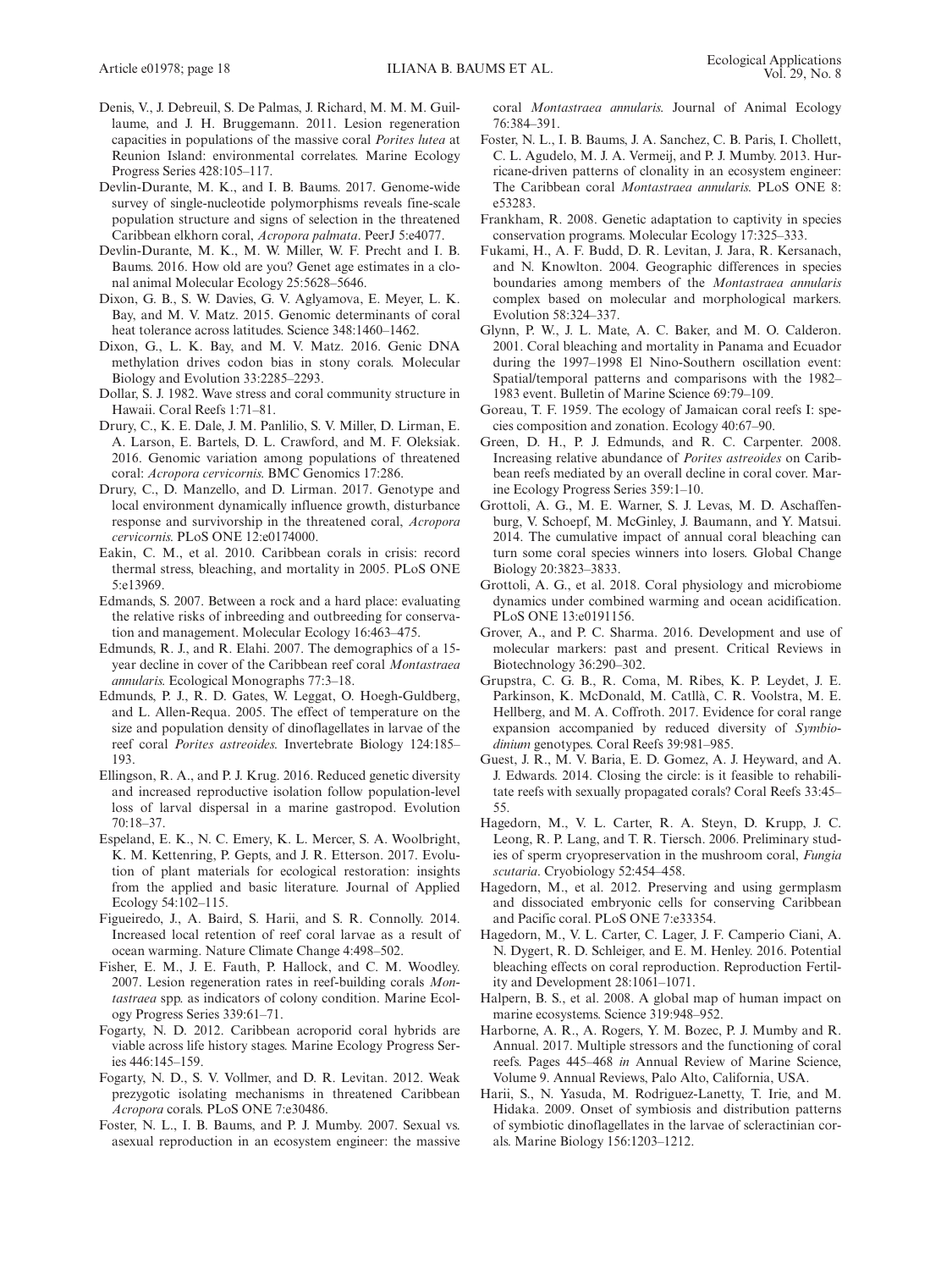Denis, V., J. Debreuil, S. De Palmas, J. Richard, M. M. M. Guillaume, and J. H. Bruggemann. 2011. Lesion regeneration capacities in populations of the massive coral *Porites lutea* at Reunion Island: environmental correlates. Marine Ecology Progress Series 428:105–117.

Devlin-Durante, M. K., and I. B. Baums. 2017. Genome-wide survey of single-nucleotide polymorphisms reveals fine-scale population structure and signs of selection in the threatened Caribbean elkhorn coral, *Acropora palmata*. PeerJ 5:e4077.

Devlin-Durante, M. K., M. W. Miller, W. F. Precht and I. B. Baums. 2016. How old are you? Genet age estimates in a clonal animal Molecular Ecology 25:5628–5646.

Dixon, G. B., S. W. Davies, G. V. Aglyamova, E. Meyer, L. K. Bay, and M. V. Matz. 2015. Genomic determinants of coral heat tolerance across latitudes. Science 348:1460–1462.

Dixon, G., L. K. Bay, and M. V. Matz. 2016. Genic DNA methylation drives codon bias in stony corals. Molecular Biology and Evolution 33:2285–2293.

Dollar, S. J. 1982. Wave stress and coral community structure in Hawaii. Coral Reefs 1:71–81.

Drury, C., K. E. Dale, J. M. Panlilio, S. V. Miller, D. Lirman, E. A. Larson, E. Bartels, D. L. Crawford, and M. F. Oleksiak. 2016. Genomic variation among populations of threatened coral: *Acropora cervicornis*. BMC Genomics 17:286.

Drury, C., D. Manzello, and D. Lirman. 2017. Genotype and local environment dynamically influence growth, disturbance response and survivorship in the threatened coral, *Acropora cervicornis*. PLoS ONE 12:e0174000.

Eakin, C. M., et al. 2010. Caribbean corals in crisis: record thermal stress, bleaching, and mortality in 2005. PLoS ONE 5:e13969.

Edmands, S. 2007. Between a rock and a hard place: evaluating the relative risks of inbreeding and outbreeding for conservation and management. Molecular Ecology 16:463–475.

Edmunds, R. J., and R. Elahi. 2007. The demographics of a 15-year decline in cover of the Caribbean reef coral *Montastraea annularis*. Ecological Monographs 77:3–18.

Edmunds, P. J., R. D. Gates, W. Leggat, O. Hoegh-Guldberg, and L. Allen-Requa. 2005. The effect of temperature on the size and population density of dinoflagellates in larvae of the reef coral *Porites astreoides*. Invertebrate Biology 124:185–193.

Ellingson, R. A., and P. J. Krug. 2016. Reduced genetic diversity and increased reproductive isolation follow population-level loss of larval dispersal in a marine gastropod. Evolution 70:18–37.

Espeland, E. K., N. C. Emery, K. L. Mercer, S. A. Woolbright, K. M. Kettenring, P. Gepts, and J. R. Etterson. 2017. Evolution of plant materials for ecological restoration: insights from the applied and basic literature. Journal of Applied Ecology 54:102–115.

Figueiredo, J., A. Baird, S. Harii, and S. R. Connolly. 2014. Increased local retention of reef coral larvae as a result of ocean warming. Nature Climate Change 4:498–502.

Fisher, E. M., J. E. Fauth, P. Hallock, and C. M. Woodley. 2007. Lesion regeneration rates in reef-building corals *Montastraea* spp. as indicators of colony condition. Marine Ecology Progress Series 339:61–71.

Fogarty, N. D. 2012. Caribbean acroporid coral hybrids are viable across life history stages. Marine Ecology Progress Series 446:145–159.

Fogarty, N. D., S. V. Vollmer, and D. R. Levitan. 2012. Weak prezygotic isolating mechanisms in threatened Caribbean *Acropora* corals. PLoS ONE 7:e30486.

Foster, N. L., I. B. Baums, and P. J. Mumby. 2007. Sexual vs. asexual reproduction in an ecosystem engineer: the massive coral *Montastraea annularis*. Journal of Animal Ecology 76:384–391.

Foster, N. L., I. B. Baums, J. A. Sanchez, C. B. Paris, I. Chollett, C. L. Agudelo, M. J. A. Vermeij, and P. J. Mumby. 2013. Hurricane-driven patterns of clonality in an ecosystem engineer: The Caribbean coral *Montastraea annularis*. PLoS ONE 8: e53283.

Frankham, R. 2008. Genetic adaptation to captivity in species conservation programs. Molecular Ecology 17:325–333.

Fukami, H., A. F. Budd, D. R. Levitan, J. Jara, R. Kersanach, and N. Knowlton. 2004. Geographic differences in species boundaries among members of the *Montastraea annularis* complex based on molecular and morphological markers. Evolution 58:324–337.

Glynn, P. W., J. L. Mate, A. C. Baker, and M. O. Calderon. 2001. Coral bleaching and mortality in Panama and Ecuador during the 1997–1998 El Nino-Southern oscillation event: Spatial/temporal patterns and comparisons with the 1982–1983 event. Bulletin of Marine Science 69:79–109.

Goreau, T. F. 1959. The ecology of Jamaican coral reefs I: species composition and zonation. Ecology 40:67–90.

Green, D. H., P. J. Edmunds, and R. C. Carpenter. 2008. Increasing relative abundance of *Porites astreoides* on Caribbean reefs mediated by an overall decline in coral cover. Marine Ecology Progress Series 359:1–10.

Grottoli, A. G., M. E. Warner, S. J. Levas, M. D. Aschaffenburg, V. Schoepf, M. McGinley, J. Baumann, and Y. Matsui. 2014. The cumulative impact of annual coral bleaching can turn some coral species winners into losers. Global Change Biology 20:3823–3833.

Grottoli, A. G., et al. 2018. Coral physiology and microbiome dynamics under combined warming and ocean acidification. PLoS ONE 13:e0191156.

Grover, A., and P. C. Sharma. 2016. Development and use of molecular markers: past and present. Critical Reviews in Biotechnology 36:290–302.

Grupstra, C. G. B., R. Coma, M. Ribes, K. P. Leydet, J. E. Parkinson, K. McDonald, M. Catllà, C. R. Voolstra, M. E. Hellberg, and M. A. Coffroth. 2017. Evidence for coral range expansion accompanied by reduced diversity of *Symbiodinium* genotypes. Coral Reefs 39:981–985.

Guest, J. R., M. V. Baria, E. D. Gomez, A. J. Heyward, and A. J. Edwards. 2014. Closing the circle: is it feasible to rehabilitate reefs with sexually propagated corals? Coral Reefs 33:45–55.

Hagedorn, M., V. L. Carter, R. A. Steyn, D. Krupp, J. C. Leong, R. P. Lang, and T. R. Tiersch. 2006. Preliminary studies of sperm cryopreservation in the mushroom coral, *Fungia scutaria*. Cryobiology 52:454–458.

Hagedorn, M., et al. 2012. Preserving and using germplasm and dissociated embryonic cells for conserving Caribbean and Pacific coral. PLoS ONE 7:e33354.

Hagedorn, M., V. L. Carter, C. Lager, J. F. Camperio Ciani, A. N. Dygert, R. D. Schleiger, and E. M. Henley. 2016. Potential bleaching effects on coral reproduction. Reproduction Fertility and Development 28:1061–1071.

Halpern, B. S., et al. 2008. A global map of human impact on marine ecosystems. Science 319:948–952.

Harborne, A. R., A. Rogers, Y. M. Bozec, P. J. Mumby and R. Annual. 2017. Multiple stressors and the functioning of coral reefs. Pages 445–468 *in* Annual Review of Marine Science, Volume 9. Annual Reviews, Palo Alto, California, USA.

Harii, S., N. Yasuda, M. Rodriguez-Lanetty, T. Irie, and M. Hidaka. 2009. Onset of symbiosis and distribution patterns of symbiotic dinoflagellates in the larvae of scleractinian corals. Marine Biology 156:1203–1212.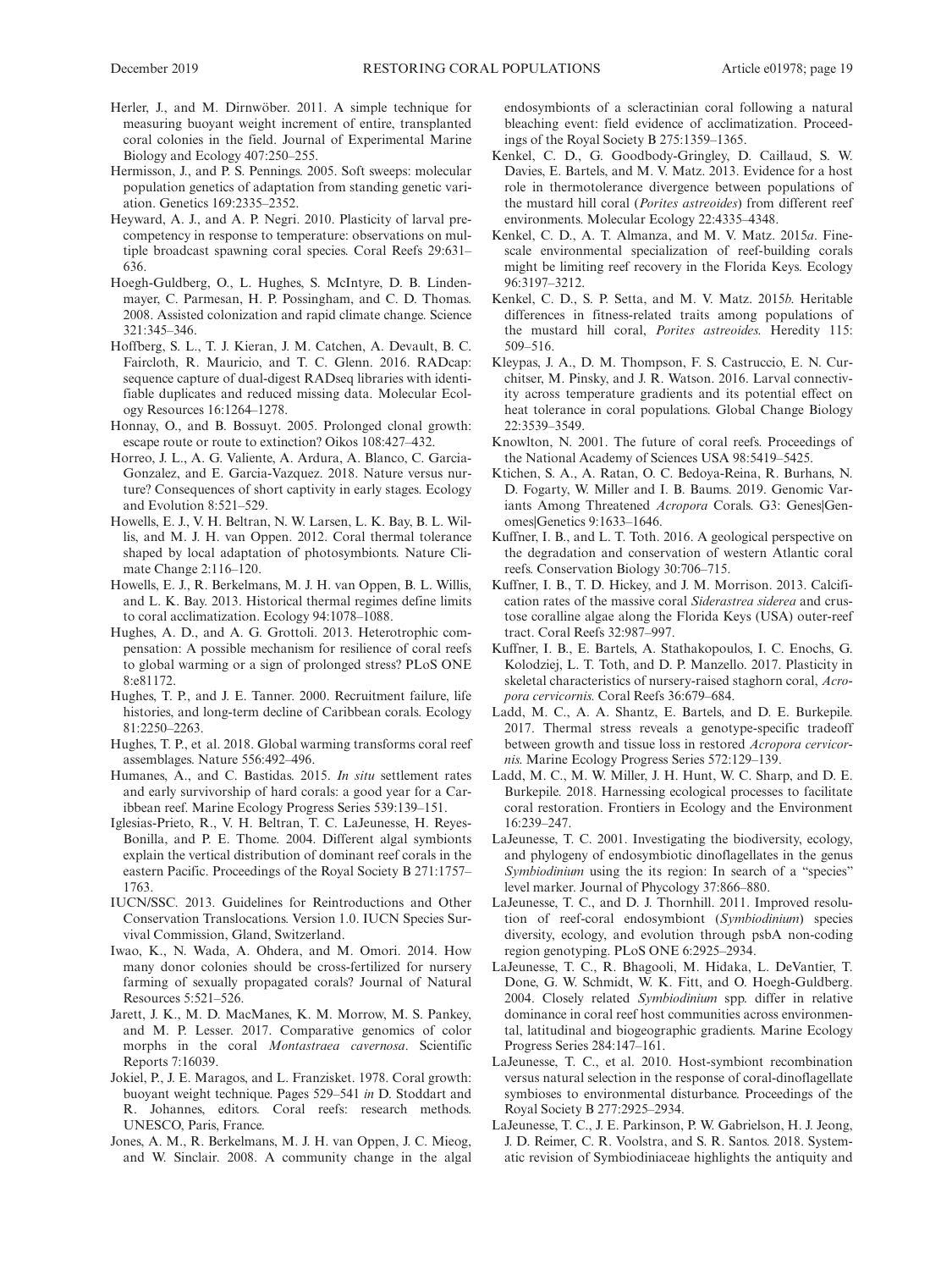Herler, J., and M. Dirnwöber. 2011. A simple technique for measuring buoyant weight increment of entire, transplanted coral colonies in the field. Journal of Experimental Marine Biology and Ecology 407:250–255.

Hermisson, J., and P. S. Pennings. 2005. Soft sweeps: molecular population genetics of adaptation from standing genetic variation. Genetics 169:2335–2352.

Heyward, A. J., and A. P. Negri. 2010. Plasticity of larval pre-competency in response to temperature: observations on multiple broadcast spawning coral species. Coral Reefs 29:631–636.

Hoegh-Guldberg, O., L. Hughes, S. McIntyre, D. B. Lindenmayer, C. Parmesan, H. P. Possingham, and C. D. Thomas. 2008. Assisted colonization and rapid climate change. Science 321:345–346.

Hoffberg, S. L., T. J. Kieran, J. M. Catchen, A. Devault, B. C. Faircloth, R. Mauricio, and T. C. Glenn. 2016. RADcap: sequence capture of dual-digest RADseq libraries with identifiable duplicates and reduced missing data. Molecular Ecology Resources 16:1264–1278.

Honnay, O., and B. Bossuyt. 2005. Prolonged clonal growth: escape route or route to extinction? Oikos 108:427–432.

Horreo, J. L., A. G. Valiente, A. Ardura, A. Blanco, C. Garcia-Gonzalez, and E. Garcia-Vazquez. 2018. Nature versus nurture? Consequences of short captivity in early stages. Ecology and Evolution 8:521–529.

Howells, E. J., V. H. Beltran, N. W. Larsen, L. K. Bay, B. L. Willis, and M. J. H. van Oppen. 2012. Coral thermal tolerance shaped by local adaptation of photosymbionts. Nature Climate Change 2:116–120.

Howells, E. J., R. Berkelmans, M. J. H. van Oppen, B. L. Willis, and L. K. Bay. 2013. Historical thermal regimes define limits to coral acclimatization. Ecology 94:1078–1088.

Hughes, A. D., and A. G. Grottoli. 2013. Heterotrophic compensation: A possible mechanism for resilience of coral reefs to global warming or a sign of prolonged stress? PLoS ONE 8:e81172.

Hughes, T. P., and J. E. Tanner. 2000. Recruitment failure, life histories, and long-term decline of Caribbean corals. Ecology 81:2250–2263.

Hughes, T. P., et al. 2018. Global warming transforms coral reef assemblages. Nature 556:492–496.

Humanes, A., and C. Bastidas. 2015. *In situ* settlement rates and early survivorship of hard corals: a good year for a Caribbean reef. Marine Ecology Progress Series 539:139–151.

Iglesias-Prieto, R., V. H. Beltran, T. C. LaJeunesse, H. Reyes-Bonilla, and P. E. Thome. 2004. Different algal symbionts explain the vertical distribution of dominant reef corals in the eastern Pacific. Proceedings of the Royal Society B 271:1757–1763.

IUCN/SSC. 2013. Guidelines for Reintroductions and Other Conservation Translocations. Version 1.0. IUCN Species Survival Commission, Gland, Switzerland.

Iwao, K., N. Wada, A. Ohdera, and M. Omori. 2014. How many donor colonies should be cross-fertilized for nursery farming of sexually propagated corals? Journal of Natural Resources 5:521–526.

Jarett, J. K., M. D. MacManes, K. M. Morrow, M. S. Pankey, and M. P. Lesser. 2017. Comparative genomics of color morphs in the coral *Montastraea cavernosa*. Scientific Reports 7:16039.

Jokiel, P., J. E. Maragos, and L. Franzisket. 1978. Coral growth: buoyant weight technique. Pages 529–541 *in* D. Stoddart and R. Johannes, editors. Coral reefs: research methods. UNESCO, Paris, France.

Jones, A. M., R. Berkelmans, M. J. H. van Oppen, J. C. Mieog, and W. Sinclair. 2008. A community change in the algal endosymbionts of a scleractinian coral following a natural bleaching event: field evidence of acclimatization. Proceedings of the Royal Society B 275:1359–1365.

Kenkel, C. D., G. Goodbody-Gringley, D. Caillaud, S. W. Davies, E. Bartels, and M. V. Matz. 2013. Evidence for a host role in thermotolerance divergence between populations of the mustard hill coral (*Porites astreoides*) from different reef environments. Molecular Ecology 22:4335–4348.

Kenkel, C. D., A. T. Almanza, and M. V. Matz. 2015*a*. Fine-scale environmental specialization of reef-building corals might be limiting reef recovery in the Florida Keys. Ecology 96:3197–3212.

Kenkel, C. D., S. P. Setta, and M. V. Matz. 2015*b*. Heritable differences in fitness-related traits among populations of the mustard hill coral, *Porites astreoides*. Heredity 115: 509–516.

Kleypas, J. A., D. M. Thompson, F. S. Castruccio, E. N. Curchitser, M. Pinsky, and J. R. Watson. 2016. Larval connectivity across temperature gradients and its potential effect on heat tolerance in coral populations. Global Change Biology 22:3539–3549.

Knowlton, N. 2001. The future of coral reefs. Proceedings of the National Academy of Sciences USA 98:5419–5425.

Ktichen, S. A., A. Ratan, O. C. Bedoya-Reina, R. Burhans, N. D. Fogarty, W. Miller and I. B. Baums. 2019. Genomic Variants Among Threatened *Acropora* Corals. G3: Genes|Genomes|Genetics 9:1633–1646.

Kuffner, I. B., and L. T. Toth. 2016. A geological perspective on the degradation and conservation of western Atlantic coral reefs. Conservation Biology 30:706–715.

Kuffner, I. B., T. D. Hickey, and J. M. Morrison. 2013. Calcification rates of the massive coral *Siderastrea siderea* and crustose coralline algae along the Florida Keys (USA) outer-reef tract. Coral Reefs 32:987–997.

Kuffner, I. B., E. Bartels, A. Stathakopoulos, I. C. Enochs, G. Kolodziej, L. T. Toth, and D. P. Manzello. 2017. Plasticity in skeletal characteristics of nursery-raised staghorn coral, *Acropora cervicornis*. Coral Reefs 36:679–684.

Ladd, M. C., A. A. Shantz, E. Bartels, and D. E. Burkepile. 2017. Thermal stress reveals a genotype-specific tradeoff between growth and tissue loss in restored *Acropora cervicornis*. Marine Ecology Progress Series 572:129–139.

Ladd, M. C., M. W. Miller, J. H. Hunt, W. C. Sharp, and D. E. Burkepile. 2018. Harnessing ecological processes to facilitate coral restoration. Frontiers in Ecology and the Environment 16:239–247.

LaJeunesse, T. C. 2001. Investigating the biodiversity, ecology, and phylogeny of endosymbiotic dinoflagellates in the genus *Symbiodinium* using the its region: In search of a "species" level marker. Journal of Phycology 37:866–880.

LaJeunesse, T. C., and D. J. Thornhill. 2011. Improved resolution of reef-coral endosymbiont (*Symbiodinium*) species diversity, ecology, and evolution through psbA non-coding region genotyping. PLoS ONE 6:2925–2934.

LaJeunesse, T. C., R. Bhagooli, M. Hidaka, L. DeVantier, T. Done, G. W. Schmidt, W. K. Fitt, and O. Hoegh-Guldberg. 2004. Closely related *Symbiodinium* spp. differ in relative dominance in coral reef host communities across environmental, latitudinal and biogeographic gradients. Marine Ecology Progress Series 284:147–161.

LaJeunesse, T. C., et al. 2010. Host-symbiont recombination versus natural selection in the response of coral-dinoflagellate symbioses to environmental disturbance. Proceedings of the Royal Society B 277:2925–2934.

LaJeunesse, T. C., J. E. Parkinson, P. W. Gabrielson, H. J. Jeong, J. D. Reimer, C. R. Voolstra, and S. R. Santos. 2018. Systematic revision of Symbiodiniaceae highlights the antiquity and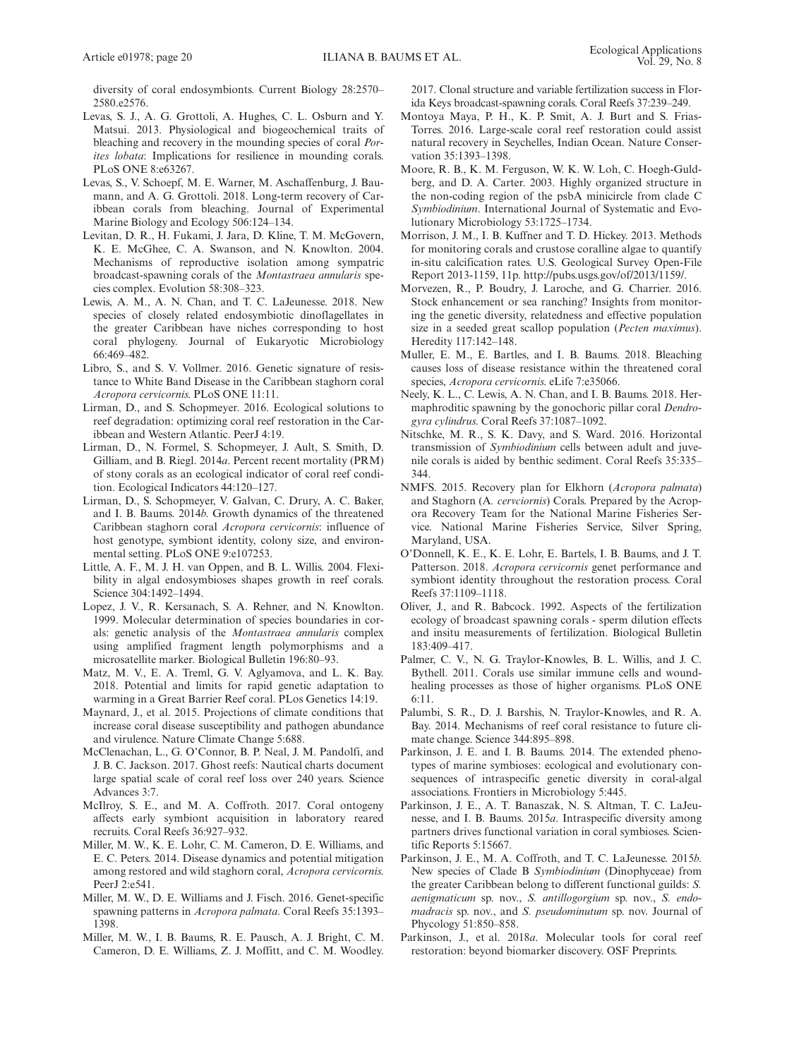diversity of coral endosymbionts. Current Biology 28:2570–2580.e2576.

Levas, S. J., A. G. Grottoli, A. Hughes, C. L. Osburn and Y. Matsui. 2013. Physiological and biogeochemical traits of bleaching and recovery in the mounding species of coral *Porites lobata*: Implications for resilience in mounding corals. PLoS ONE 8:e63267.

Levas, S., V. Schoepf, M. E. Warner, M. Aschaffenburg, J. Baumann, and A. G. Grottoli. 2018. Long-term recovery of Caribbean corals from bleaching. Journal of Experimental Marine Biology and Ecology 506:124–134.

Levitan, D. R., H. Fukami, J. Jara, D. Kline, T. M. McGovern, K. E. McGhee, C. A. Swanson, and N. Knowlton. 2004. Mechanisms of reproductive isolation among sympatric broadcast-spawning corals of the *Montastraea annularis* species complex. Evolution 58:308–323.

Lewis, A. M., A. N. Chan, and T. C. LaJeunesse. 2018. New species of closely related endosymbiotic dinoflagellates in the greater Caribbean have niches corresponding to host coral phylogeny. Journal of Eukaryotic Microbiology 66:469–482.

Libro, S., and S. V. Vollmer. 2016. Genetic signature of resistance to White Band Disease in the Caribbean staghorn coral *Acropora cervicornis*. PLoS ONE 11:11.

Lirman, D., and S. Schopmeyer. 2016. Ecological solutions to reef degradation: optimizing coral reef restoration in the Caribbean and Western Atlantic. PeerJ 4:19.

Lirman, D., N. Formel, S. Schopmeyer, J. Ault, S. Smith, D. Gilliam, and B. Riegl. 2014*a*. Percent recent mortality (PRM) of stony corals as an ecological indicator of coral reef condition. Ecological Indicators 44:120–127.

Lirman, D., S. Schopmeyer, V. Galvan, C. Drury, A. C. Baker, and I. B. Baums. 2014*b*. Growth dynamics of the threatened Caribbean staghorn coral *Acropora cervicornis*: influence of host genotype, symbiont identity, colony size, and environmental setting. PLoS ONE 9:e107253.

Little, A. F., M. J. H. van Oppen, and B. L. Willis. 2004. Flexibility in algal endosymbioses shapes growth in reef corals. Science 304:1492–1494.

Lopez, J. V., R. Kersanach, S. A. Rehner, and N. Knowlton. 1999. Molecular determination of species boundaries in corals: genetic analysis of the *Montastraea annularis* complex using amplified fragment length polymorphisms and a microsatellite marker. Biological Bulletin 196:80–93.

Matz, M. V., E. A. Treml, G. V. Aglyamova, and L. K. Bay. 2018. Potential and limits for rapid genetic adaptation to warming in a Great Barrier Reef coral. PLos Genetics 14:19.

Maynard, J., et al. 2015. Projections of climate conditions that increase coral disease susceptibility and pathogen abundance and virulence. Nature Climate Change 5:688.

McClenachan, L., G. O'Connor, B. P. Neal, J. M. Pandolfi, and J. B. C. Jackson. 2017. Ghost reefs: Nautical charts document large spatial scale of coral reef loss over 240 years. Science Advances 3:7.

McIlroy, S. E., and M. A. Coffroth. 2017. Coral ontogeny affects early symbiont acquisition in laboratory reared recruits. Coral Reefs 36:927–932.

Miller, M. W., K. E. Lohr, C. M. Cameron, D. E. Williams, and E. C. Peters. 2014. Disease dynamics and potential mitigation among restored and wild staghorn coral, *Acropora cervicornis*. PeerJ 2:e541.

Miller, M. W., D. E. Williams and J. Fisch. 2016. Genet-specific spawning patterns in *Acropora palmata*. Coral Reefs 35:1393–1398.

Miller, M. W., I. B. Baums, R. E. Pausch, A. J. Bright, C. M. Cameron, D. E. Williams, Z. J. Moffitt, and C. M. Woodley. 2017. Clonal structure and variable fertilization success in Florida Keys broadcast-spawning corals. Coral Reefs 37:239–249.

Montoya Maya, P. H., K. P. Smit, A. J. Burt and S. Frias-Torres. 2016. Large-scale coral reef restoration could assist natural recovery in Seychelles, Indian Ocean. Nature Conservation 35:1393–1398.

Moore, R. B., K. M. Ferguson, W. K. W. Loh, C. Hoegh-Guldberg, and D. A. Carter. 2003. Highly organized structure in the non-coding region of the psbA minicircle from clade C *Symbiodinium*. International Journal of Systematic and Evolutionary Microbiology 53:1725–1734.

Morrison, J. M., I. B. Kuffner and T. D. Hickey. 2013. Methods for monitoring corals and crustose coralline algae to quantify in-situ calcification rates. U.S. Geological Survey Open-File Report 2013-1159, 11p. http://pubs.usgs.gov/of/2013/1159/.

Morvezen, R., P. Boudry, J. Laroche, and G. Charrier. 2016. Stock enhancement or sea ranching? Insights from monitoring the genetic diversity, relatedness and effective population size in a seeded great scallop population (*Pecten maximus*). Heredity 117:142–148.

Muller, E. M., E. Bartles, and I. B. Baums. 2018. Bleaching causes loss of disease resistance within the threatened coral species, *Acropora cervicornis*. eLife 7:e35066.

Neely, K. L., C. Lewis, A. N. Chan, and I. B. Baums. 2018. Hermaphroditic spawning by the gonochoric pillar coral *Dendrogyra cylindrus*. Coral Reefs 37:1087–1092.

Nitschke, M. R., S. K. Davy, and S. Ward. 2016. Horizontal transmission of *Symbiodinium* cells between adult and juvenile corals is aided by benthic sediment. Coral Reefs 35:335–344.

NMFS. 2015. Recovery plan for Elkhorn (*Acropora palmata*) and Staghorn (*A. cervciornis*) Corals. Prepared by the Acropora Recovery Team for the National Marine Fisheries Service. National Marine Fisheries Service, Silver Spring, Maryland, USA.

O'Donnell, K. E., K. E. Lohr, E. Bartels, I. B. Baums, and J. T. Patterson. 2018. *Acropora cervicornis* genet performance and symbiont identity throughout the restoration process. Coral Reefs 37:1109–1118.

Oliver, J., and R. Babcock. 1992. Aspects of the fertilization ecology of broadcast spawning corals - sperm dilution effects and insitu measurements of fertilization. Biological Bulletin 183:409–417.

Palmer, C. V., N. G. Traylor-Knowles, B. L. Willis, and J. C. Bythell. 2011. Corals use similar immune cells and wound-healing processes as those of higher organisms. PLoS ONE 6:11.

Palumbi, S. R., D. J. Barshis, N. Traylor-Knowles, and R. A. Bay. 2014. Mechanisms of reef coral resistance to future climate change. Science 344:895–898.

Parkinson, J. E. and I. B. Baums. 2014. The extended phenotypes of marine symbioses: ecological and evolutionary consequences of intraspecific genetic diversity in coral-algal associations. Frontiers in Microbiology 5:445.

Parkinson, J. E., A. T. Banaszak, N. S. Altman, T. C. LaJeunesse, and I. B. Baums. 2015*a*. Intraspecific diversity among partners drives functional variation in coral symbioses. Scientific Reports 5:15667.

Parkinson, J. E., M. A. Coffroth, and T. C. LaJeunesse. 2015*b*. New species of Clade B *Symbiodinium* (Dinophyceae) from the greater Caribbean belong to different functional guilds: *S. aenigmaticum* sp. nov., *S. antillogorgium* sp. nov., *S. endomadracis* sp. nov., and *S. pseudominutum* sp. nov. Journal of Phycology 51:850–858.

Parkinson, J., et al. 2018*a*. Molecular tools for coral reef restoration: beyond biomarker discovery. OSF Preprints.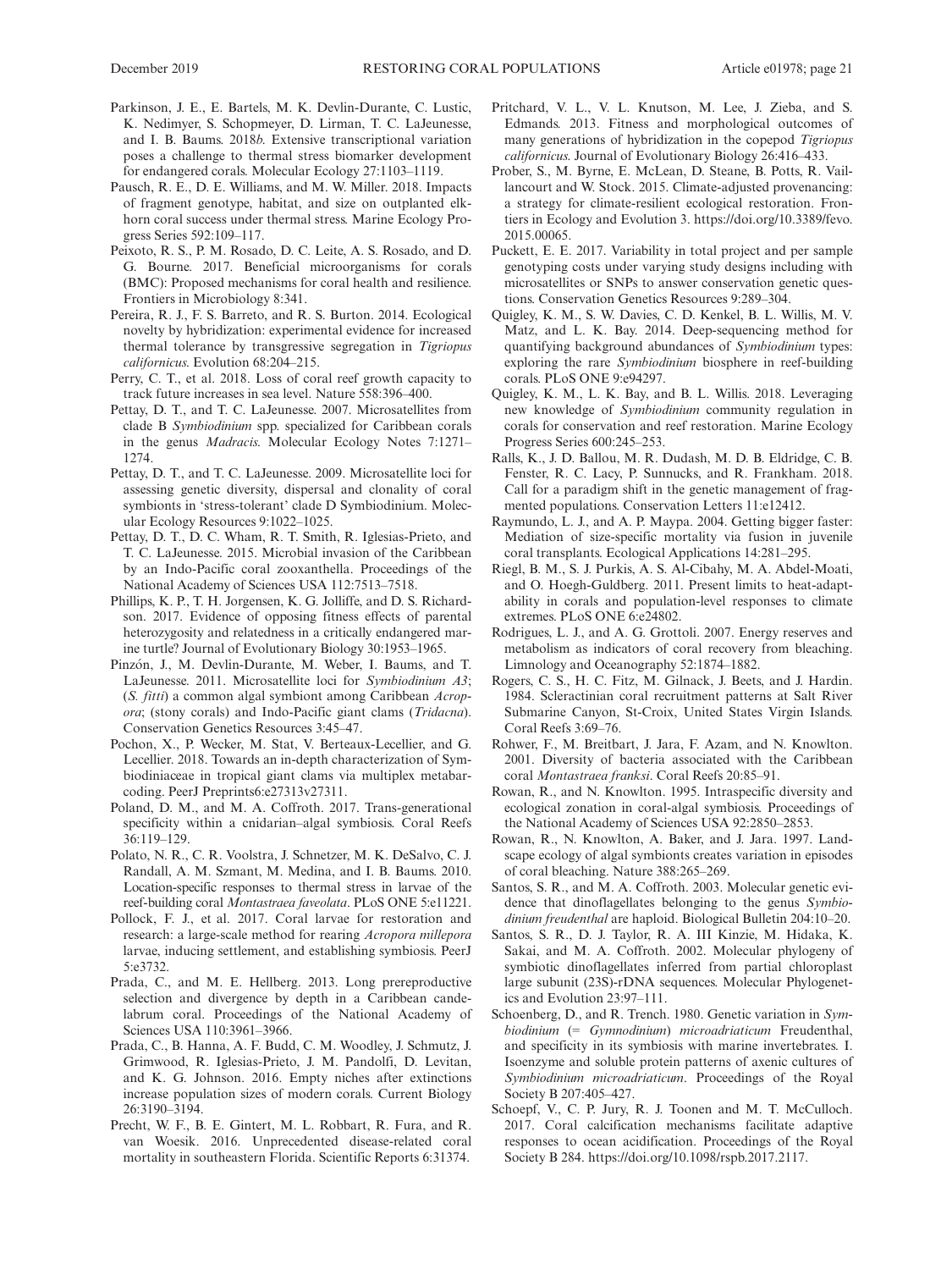Parkinson, J. E., E. Bartels, M. K. Devlin-Durante, C. Lustic, K. Nedimyer, S. Schopmeyer, D. Lirman, T. C. LaJeunesse, and I. B. Baums. 2018*b*. Extensive transcriptional variation poses a challenge to thermal stress biomarker development for endangered corals. Molecular Ecology 27:1103–1119.

Pausch, R. E., D. E. Williams, and M. W. Miller. 2018. Impacts of fragment genotype, habitat, and size on outplanted elkhorn coral success under thermal stress. Marine Ecology Progress Series 592:109–117.

Peixoto, R. S., P. M. Rosado, D. C. Leite, A. S. Rosado, and D. G. Bourne. 2017. Beneficial microorganisms for corals (BMC): Proposed mechanisms for coral health and resilience. Frontiers in Microbiology 8:341.

Pereira, R. J., F. S. Barreto, and R. S. Burton. 2014. Ecological novelty by hybridization: experimental evidence for increased thermal tolerance by transgressive segregation in *Tigriopus californicus*. Evolution 68:204–215.

Perry, C. T., et al. 2018. Loss of coral reef growth capacity to track future increases in sea level. Nature 558:396–400.

Pettay, D. T., and T. C. LaJeunesse. 2007. Microsatellites from clade B *Symbiodinium* spp. specialized for Caribbean corals in the genus *Madracis*. Molecular Ecology Notes 7:1271–1274.

Pettay, D. T., and T. C. LaJeunesse. 2009. Microsatellite loci for assessing genetic diversity, dispersal and clonality of coral symbionts in 'stress-tolerant' clade D Symbiodinium. Molecular Ecology Resources 9:1022–1025.

Pettay, D. T., D. C. Wham, R. T. Smith, R. Iglesias-Prieto, and T. C. LaJeunesse. 2015. Microbial invasion of the Caribbean by an Indo-Pacific coral zooxanthella. Proceedings of the National Academy of Sciences USA 112:7513–7518.

Phillips, K. P., T. H. Jorgensen, K. G. Jolliffe, and D. S. Richardson. 2017. Evidence of opposing fitness effects of parental heterozygosity and relatedness in a critically endangered marine turtle? Journal of Evolutionary Biology 30:1953–1965.

Pinzón, J., M. Devlin-Durante, M. Weber, I. Baums, and T. LaJeunesse. 2011. Microsatellite loci for *Symbiodinium A3*; (*S. fitti*) a common algal symbiont among Caribbean *Acropora*; (stony corals) and Indo-Pacific giant clams (*Tridacna*). Conservation Genetics Resources 3:45–47.

Pochon, X., P. Wecker, M. Stat, V. Berteaux-Lecellier, and G. Lecellier. 2018. Towards an in-depth characterization of Symbiodiniaceae in tropical giant clams via multiplex metabarcoding. PeerJ Preprints6:e27313v27311.

Poland, D. M., and M. A. Coffroth. 2017. Trans-generational specificity within a cnidarian–algal symbiosis. Coral Reefs 36:119–129.

Polato, N. R., C. R. Voolstra, J. Schnetzer, M. K. DeSalvo, C. J. Randall, A. M. Szmant, M. Medina, and I. B. Baums. 2010. Location-specific responses to thermal stress in larvae of the reef-building coral *Montastraea faveolata*. PLoS ONE 5:e11221.

Pollock, F. J., et al. 2017. Coral larvae for restoration and research: a large-scale method for rearing *Acropora millepora* larvae, inducing settlement, and establishing symbiosis. PeerJ 5:e3732.

Prada, C., and M. E. Hellberg. 2013. Long prereproductive selection and divergence by depth in a Caribbean candelabrum coral. Proceedings of the National Academy of Sciences USA 110:3961–3966.

Prada, C., B. Hanna, A. F. Budd, C. M. Woodley, J. Schmutz, J. Grimwood, R. Iglesias-Prieto, J. M. Pandolfi, D. Levitan, and K. G. Johnson. 2016. Empty niches after extinctions increase population sizes of modern corals. Current Biology 26:3190–3194.

Precht, W. F., B. E. Gintert, M. L. Robbart, R. Fura, and R. van Woesik. 2016. Unprecedented disease-related coral mortality in southeastern Florida. Scientific Reports 6:31374.

Pritchard, V. L., V. L. Knutson, M. Lee, J. Zieba, and S. Edmands. 2013. Fitness and morphological outcomes of many generations of hybridization in the copepod *Tigriopus californicus*. Journal of Evolutionary Biology 26:416–433.

Prober, S., M. Byrne, E. McLean, D. Steane, B. Potts, R. Vaillancourt and W. Stock. 2015. Climate-adjusted provenancing: a strategy for climate-resilient ecological restoration. Frontiers in Ecology and Evolution 3. https://doi.org/10.3389/fevo.2015.00065.

Puckett, E. E. 2017. Variability in total project and per sample genotyping costs under varying study designs including with microsatellites or SNPs to answer conservation genetic questions. Conservation Genetics Resources 9:289–304.

Quigley, K. M., S. W. Davies, C. D. Kenkel, B. L. Willis, M. V. Matz, and L. K. Bay. 2014. Deep-sequencing method for quantifying background abundances of *Symbiodinium* types: exploring the rare *Symbiodinium* biosphere in reef-building corals. PLoS ONE 9:e94297.

Quigley, K. M., L. K. Bay, and B. L. Willis. 2018. Leveraging new knowledge of *Symbiodinium* community regulation in corals for conservation and reef restoration. Marine Ecology Progress Series 600:245–253.

Ralls, K., J. D. Ballou, M. R. Dudash, M. D. B. Eldridge, C. B. Fenster, R. C. Lacy, P. Sunnucks, and R. Frankham. 2018. Call for a paradigm shift in the genetic management of fragmented populations. Conservation Letters 11:e12412.

Raymundo, L. J., and A. P. Maypa. 2004. Getting bigger faster: Mediation of size-specific mortality via fusion in juvenile coral transplants. Ecological Applications 14:281–295.

Riegl, B. M., S. J. Purkis, A. S. Al-Cibahy, M. A. Abdel-Moati, and O. Hoegh-Guldberg. 2011. Present limits to heat-adaptability in corals and population-level responses to climate extremes. PLoS ONE 6:e24802.

Rodrigues, L. J., and A. G. Grottoli. 2007. Energy reserves and metabolism as indicators of coral recovery from bleaching. Limnology and Oceanography 52:1874–1882.

Rogers, C. S., H. C. Fitz, M. Gilnack, J. Beets, and J. Hardin. 1984. Scleractinian coral recruitment patterns at Salt River Submarine Canyon, St-Croix, United States Virgin Islands. Coral Reefs 3:69–76.

Rohwer, F., M. Breitbart, J. Jara, F. Azam, and N. Knowlton. 2001. Diversity of bacteria associated with the Caribbean coral *Montastraea franksi*. Coral Reefs 20:85–91.

Rowan, R., and N. Knowlton. 1995. Intraspecific diversity and ecological zonation in coral-algal symbiosis. Proceedings of the National Academy of Sciences USA 92:2850–2853.

Rowan, R., N. Knowlton, A. Baker, and J. Jara. 1997. Landscape ecology of algal symbionts creates variation in episodes of coral bleaching. Nature 388:265–269.

Santos, S. R., and M. A. Coffroth. 2003. Molecular genetic evidence that dinoflagellates belonging to the genus *Symbiodinium freudenthal* are haploid. Biological Bulletin 204:10–20.

Santos, S. R., D. J. Taylor, R. A. III Kinzie, M. Hidaka, K. Sakai, and M. A. Coffroth. 2002. Molecular phylogeny of symbiotic dinoflagellates inferred from partial chloroplast large subunit (23S)-rDNA sequences. Molecular Phylogenetics and Evolution 23:97–111.

Schoenberg, D., and R. Trench. 1980. Genetic variation in *Symbiodinium* (= *Gymnodinium*) *microadriaticum* Freudenthal, and specificity in its symbiosis with marine invertebrates. I. Isoenzyme and soluble protein patterns of axenic cultures of *Symbiodinium microadriaticum*. Proceedings of the Royal Society B 207:405–427.

Schoepf, V., C. P. Jury, R. J. Toonen and M. T. McCulloch. 2017. Coral calcification mechanisms facilitate adaptive responses to ocean acidification. Proceedings of the Royal Society B 284. https://doi.org/10.1098/rspb.2017.2117.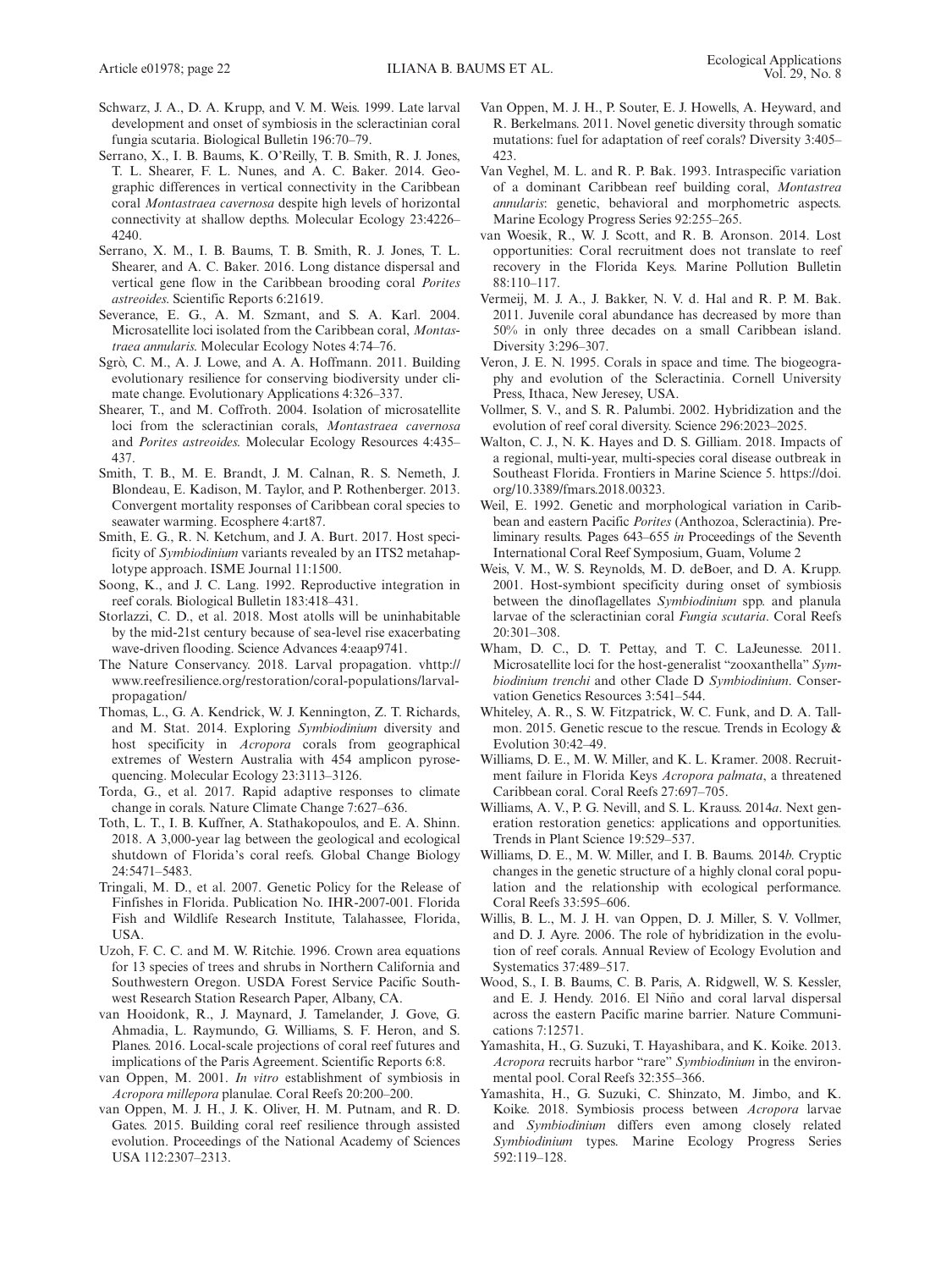Schwarz, J. A., D. A. Krupp, and V. M. Weis. 1999. Late larval development and onset of symbiosis in the scleractinian coral fungia scutaria. Biological Bulletin 196:70–79.

Serrano, X., I. B. Baums, K. O'Reilly, T. B. Smith, R. J. Jones, T. L. Shearer, F. L. Nunes, and A. C. Baker. 2014. Geographic differences in vertical connectivity in the Caribbean coral *Montastraea cavernosa* despite high levels of horizontal connectivity at shallow depths. Molecular Ecology 23:4226–4240.

Serrano, X. M., I. B. Baums, T. B. Smith, R. J. Jones, T. L. Shearer, and A. C. Baker. 2016. Long distance dispersal and vertical gene flow in the Caribbean brooding coral *Porites astreoides*. Scientific Reports 6:21619.

Severance, E. G., A. M. Szmant, and S. A. Karl. 2004. Microsatellite loci isolated from the Caribbean coral, *Montastraea annularis*. Molecular Ecology Notes 4:74–76.

Sgrò, C. M., A. J. Lowe, and A. A. Hoffmann. 2011. Building evolutionary resilience for conserving biodiversity under climate change. Evolutionary Applications 4:326–337.

Shearer, T., and M. Coffroth. 2004. Isolation of microsatellite loci from the scleractinian corals, *Montastraea cavernosa* and *Porites astreoides*. Molecular Ecology Resources 4:435–437.

Smith, T. B., M. E. Brandt, J. M. Calnan, R. S. Nemeth, J. Blondeau, E. Kadison, M. Taylor, and P. Rothenberger. 2013. Convergent mortality responses of Caribbean coral species to seawater warming. Ecosphere 4:art87.

Smith, E. G., R. N. Ketchum, and J. A. Burt. 2017. Host specificity of *Symbiodinium* variants revealed by an ITS2 metahaplotype approach. ISME Journal 11:1500.

Soong, K., and J. C. Lang. 1992. Reproductive integration in reef corals. Biological Bulletin 183:418–431.

Storlazzi, C. D., et al. 2018. Most atolls will be uninhabitable by the mid-21st century because of sea-level rise exacerbating wave-driven flooding. Science Advances 4:eaap9741.

The Nature Conservancy. 2018. Larval propagation. vhttp://www.reefresilience.org/restoration/coral-populations/larval-propagation/

Thomas, L., G. A. Kendrick, W. J. Kennington, Z. T. Richards, and M. Stat. 2014. Exploring *Symbiodinium* diversity and host specificity in *Acropora* corals from geographical extremes of Western Australia with 454 amplicon pyrosequencing. Molecular Ecology 23:3113–3126.

Torda, G., et al. 2017. Rapid adaptive responses to climate change in corals. Nature Climate Change 7:627–636.

Toth, L. T., I. B. Kuffner, A. Stathakopoulos, and E. A. Shinn. 2018. A 3,000-year lag between the geological and ecological shutdown of Florida's coral reefs. Global Change Biology 24:5471–5483.

Tringali, M. D., et al. 2007. Genetic Policy for the Release of Finfishes in Florida. Publication No. IHR-2007-001. Florida Fish and Wildlife Research Institute, Talahassee, Florida, USA.

Uzoh, F. C. C. and M. W. Ritchie. 1996. Crown area equations for 13 species of trees and shrubs in Northern California and Southwestern Oregon. USDA Forest Service Pacific Southwest Research Station Research Paper, Albany, CA.

van Hooidonk, R., J. Maynard, J. Tamelander, J. Gove, G. Ahmadia, L. Raymundo, G. Williams, S. F. Heron, and S. Planes. 2016. Local-scale projections of coral reef futures and implications of the Paris Agreement. Scientific Reports 6:8.

van Oppen, M. 2001. *In vitro* establishment of symbiosis in *Acropora millepora* planulae. Coral Reefs 20:200–200.

van Oppen, M. J. H., J. K. Oliver, H. M. Putnam, and R. D. Gates. 2015. Building coral reef resilience through assisted evolution. Proceedings of the National Academy of Sciences USA 112:2307–2313.

Van Oppen, M. J. H., P. Souter, E. J. Howells, A. Heyward, and R. Berkelmans. 2011. Novel genetic diversity through somatic mutations: fuel for adaptation of reef corals? Diversity 3:405–423.

Van Veghel, M. L. and R. P. Bak. 1993. Intraspecific variation of a dominant Caribbean reef building coral, *Montastrea annularis*: genetic, behavioral and morphometric aspects. Marine Ecology Progress Series 92:255–265.

van Woesik, R., W. J. Scott, and R. B. Aronson. 2014. Lost opportunities: Coral recruitment does not translate to reef recovery in the Florida Keys. Marine Pollution Bulletin 88:110–117.

Vermeij, M. J. A., J. Bakker, N. V. d. Hal and R. P. M. Bak. 2011. Juvenile coral abundance has decreased by more than 50% in only three decades on a small Caribbean island. Diversity 3:296–307.

Veron, J. E. N. 1995. Corals in space and time. The biogeography and evolution of the Scleractinia. Cornell University Press, Ithaca, New Jeresey, USA.

Vollmer, S. V., and S. R. Palumbi. 2002. Hybridization and the evolution of reef coral diversity. Science 296:2023–2025.

Walton, C. J., N. K. Hayes and D. S. Gilliam. 2018. Impacts of a regional, multi-year, multi-species coral disease outbreak in Southeast Florida. Frontiers in Marine Science 5. https://doi.org/10.3389/fmars.2018.00323.

Weil, E. 1992. Genetic and morphological variation in Caribbean and eastern Pacific *Porites* (Anthozoa, Scleractinia). Preliminary results. Pages 643–655 *in* Proceedings of the Seventh International Coral Reef Symposium, Guam, Volume 2

Weis, V. M., W. S. Reynolds, M. D. deBoer, and D. A. Krupp. 2001. Host-symbiont specificity during onset of symbiosis between the dinoflagellates *Symbiodinium* spp. and planula larvae of the scleractinian coral *Fungia scutaria*. Coral Reefs 20:301–308.

Wham, D. C., D. T. Pettay, and T. C. LaJeunesse. 2011. Microsatellite loci for the host-generalist "zooxanthella" *Symbiodinium trenchi* and other Clade D *Symbiodinium*. Conservation Genetics Resources 3:541–544.

Whiteley, A. R., S. W. Fitzpatrick, W. C. Funk, and D. A. Tallmon. 2015. Genetic rescue to the rescue. Trends in Ecology & Evolution 30:42–49.

Williams, D. E., M. W. Miller, and K. L. Kramer. 2008. Recruitment failure in Florida Keys *Acropora palmata*, a threatened Caribbean coral. Coral Reefs 27:697–705.

Williams, A. V., P. G. Nevill, and S. L. Krauss. 2014*a*. Next generation restoration genetics: applications and opportunities. Trends in Plant Science 19:529–537.

Williams, D. E., M. W. Miller, and I. B. Baums. 2014*b*. Cryptic changes in the genetic structure of a highly clonal coral population and the relationship with ecological performance. Coral Reefs 33:595–606.

Willis, B. L., M. J. H. van Oppen, D. J. Miller, S. V. Vollmer, and D. J. Ayre. 2006. The role of hybridization in the evolution of reef corals. Annual Review of Ecology Evolution and Systematics 37:489–517.

Wood, S., I. B. Baums, C. B. Paris, A. Ridgwell, W. S. Kessler, and E. J. Hendy. 2016. El Niño and coral larval dispersal across the eastern Pacific marine barrier. Nature Communications 7:12571.

Yamashita, H., G. Suzuki, T. Hayashibara, and K. Koike. 2013. *Acropora* recruits harbor "rare" *Symbiodinium* in the environmental pool. Coral Reefs 32:355–366.

Yamashita, H., G. Suzuki, C. Shinzato, M. Jimbo, and K. Koike. 2018. Symbiosis process between *Acropora* larvae and *Symbiodinium* differs even among closely related *Symbiodinium* types. Marine Ecology Progress Series 592:119–128.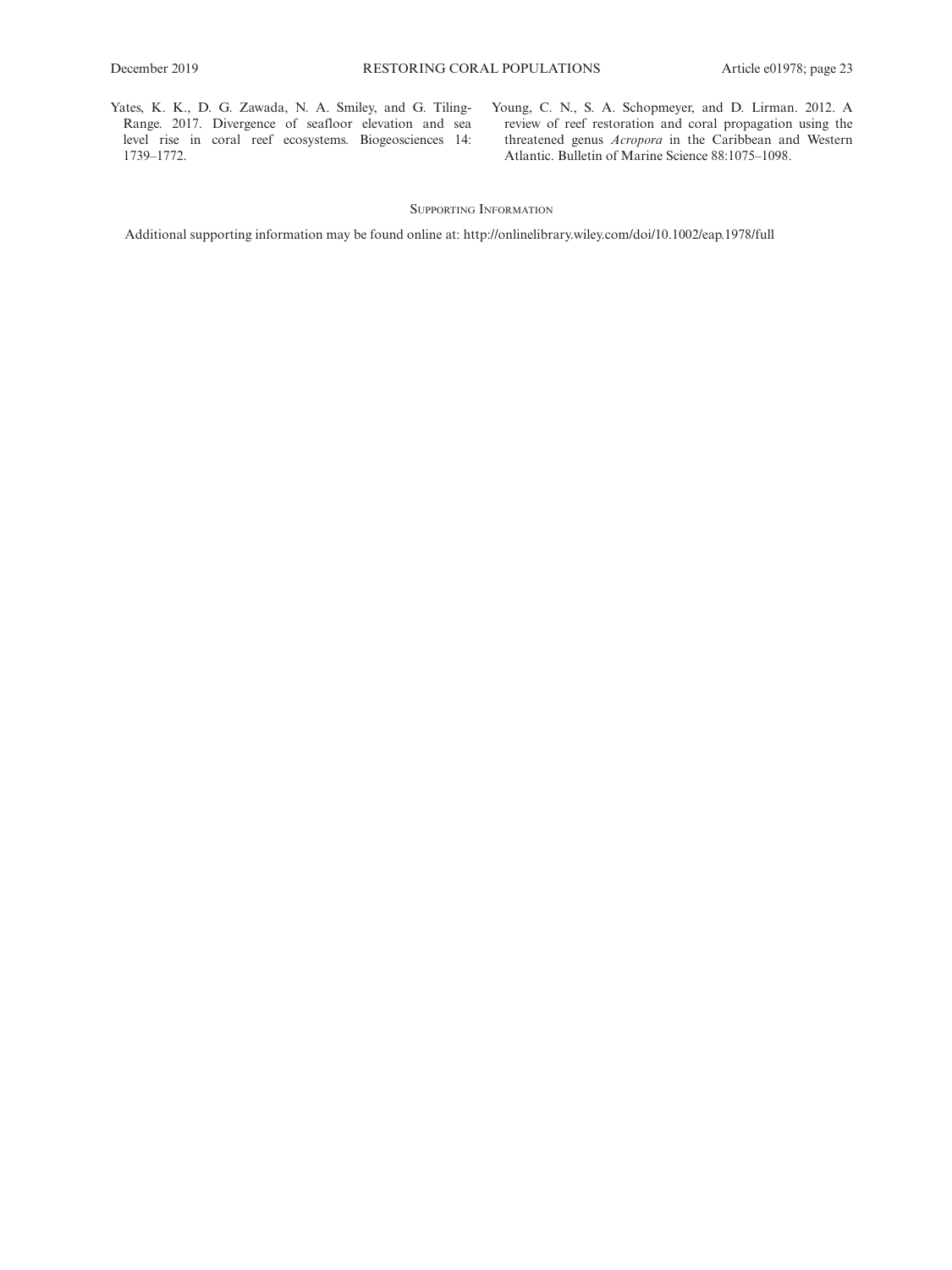Yates, K. K., D. G. Zawada, N. A. Smiley, and G. Tiling-Range. 2017. Divergence of seafloor elevation and sea level rise in coral reef ecosystems. Biogeosciences 14: 1739–1772.

Young, C. N., S. A. Schopmeyer, and D. Lirman. 2012. A review of reef restoration and coral propagation using the threatened genus *Acropora* in the Caribbean and Western Atlantic. Bulletin of Marine Science 88:1075–1098.

## Supporting Information

Additional supporting information may be found online at: http://onlinelibrary.wiley.com/doi/10.1002/eap.1978/full